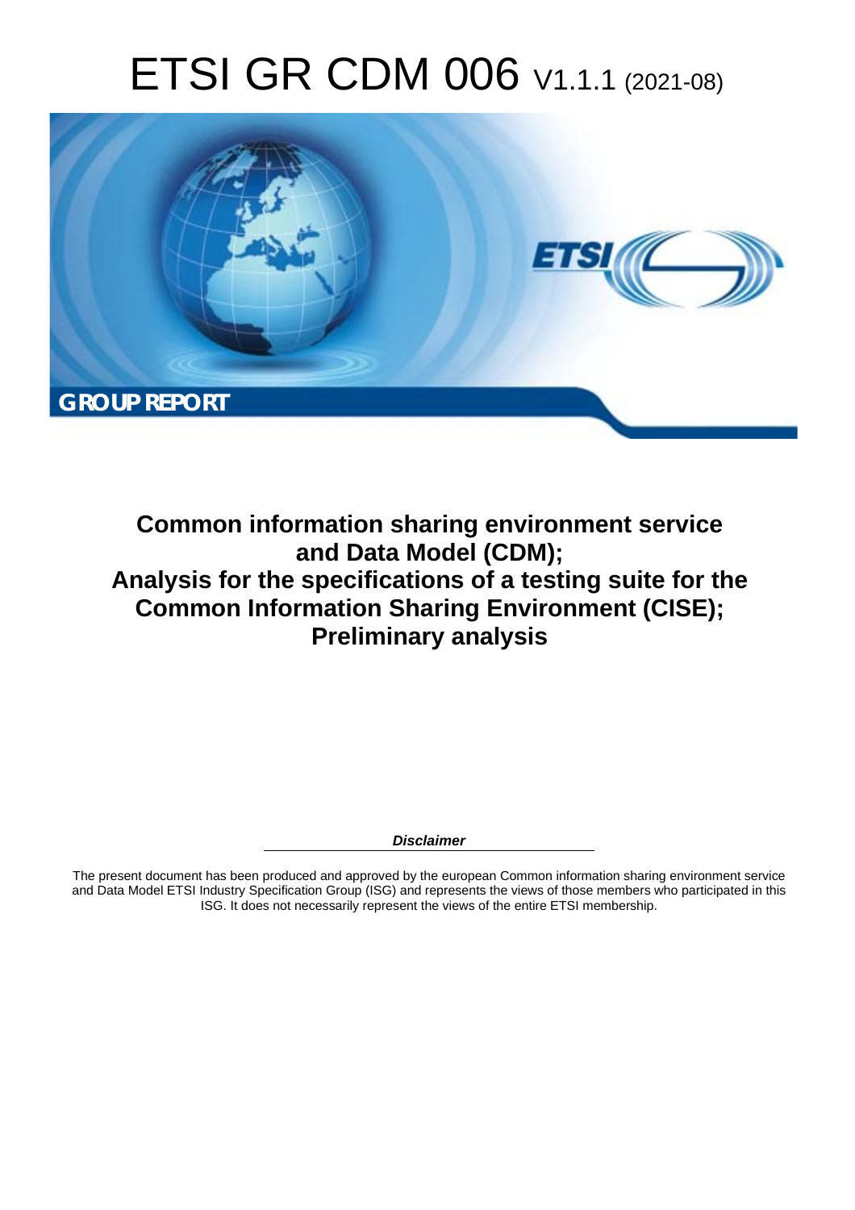# ETSI GR CDM 006 V1.1.1 (2021-08)

**GROUP REPORT**

## Common information sharing environment service and Data Model (CDM); Analysis for the specifications of a testing suite for the Common Information Sharing Environment (CISE); Preliminary analysis

***Disclaimer***

The present document has been produced and approved by the european Common information sharing environment service and Data Model ETSI Industry Specification Group (ISG) and represents the views of those members who participated in this ISG. It does not necessarily represent the views of the entire ETSI membership.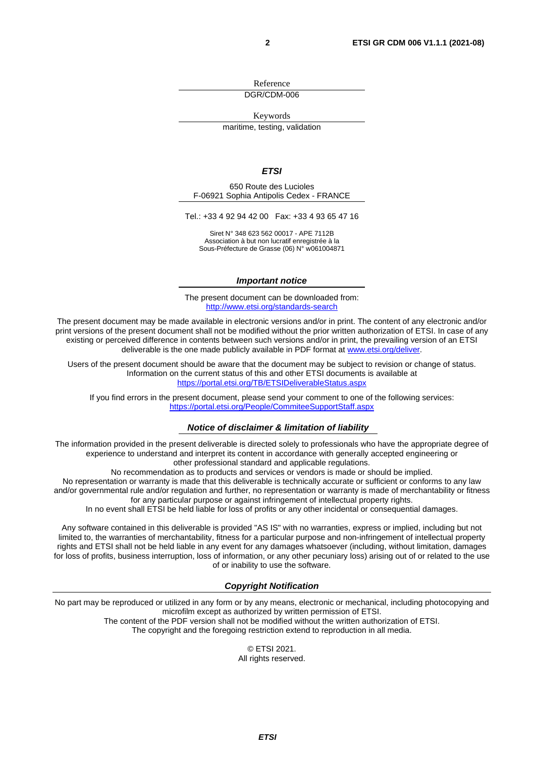Reference

DGR/CDM-006

Keywords

maritime, testing, validation

***ETSI***

650 Route des Lucioles
F-06921 Sophia Antipolis Cedex - FRANCE

Tel.: +33 4 92 94 42 00   Fax: +33 4 93 65 47 16

Siret N° 348 623 562 00017 - APE 7112B
Association à but non lucratif enregistrée à la
Sous-Préfecture de Grasse (06) N° w061004871

***Important notice***

The present document can be downloaded from:
http://www.etsi.org/standards-search

The present document may be made available in electronic versions and/or in print. The content of any electronic and/or print versions of the present document shall not be modified without the prior written authorization of ETSI. In case of any existing or perceived difference in contents between such versions and/or in print, the prevailing version of an ETSI deliverable is the one made publicly available in PDF format at www.etsi.org/deliver.

Users of the present document should be aware that the document may be subject to revision or change of status. Information on the current status of this and other ETSI documents is available at
https://portal.etsi.org/TB/ETSIDeliverableStatus.aspx

If you find errors in the present document, please send your comment to one of the following services:
https://portal.etsi.org/People/CommiteeSupportStaff.aspx

***Notice of disclaimer & limitation of liability***

The information provided in the present deliverable is directed solely to professionals who have the appropriate degree of experience to understand and interpret its content in accordance with generally accepted engineering or other professional standard and applicable regulations.
No recommendation as to products and services or vendors is made or should be implied.
No representation or warranty is made that this deliverable is technically accurate or sufficient or conforms to any law and/or governmental rule and/or regulation and further, no representation or warranty is made of merchantability or fitness for any particular purpose or against infringement of intellectual property rights.
In no event shall ETSI be held liable for loss of profits or any other incidental or consequential damages.

Any software contained in this deliverable is provided "AS IS" with no warranties, express or implied, including but not limited to, the warranties of merchantability, fitness for a particular purpose and non-infringement of intellectual property rights and ETSI shall not be held liable in any event for any damages whatsoever (including, without limitation, damages for loss of profits, business interruption, loss of information, or any other pecuniary loss) arising out of or related to the use of or inability to use the software.

***Copyright Notification***

No part may be reproduced or utilized in any form or by any means, electronic or mechanical, including photocopying and microfilm except as authorized by written permission of ETSI.
The content of the PDF version shall not be modified without the written authorization of ETSI.
The copyright and the foregoing restriction extend to reproduction in all media.

© ETSI 2021.
All rights reserved.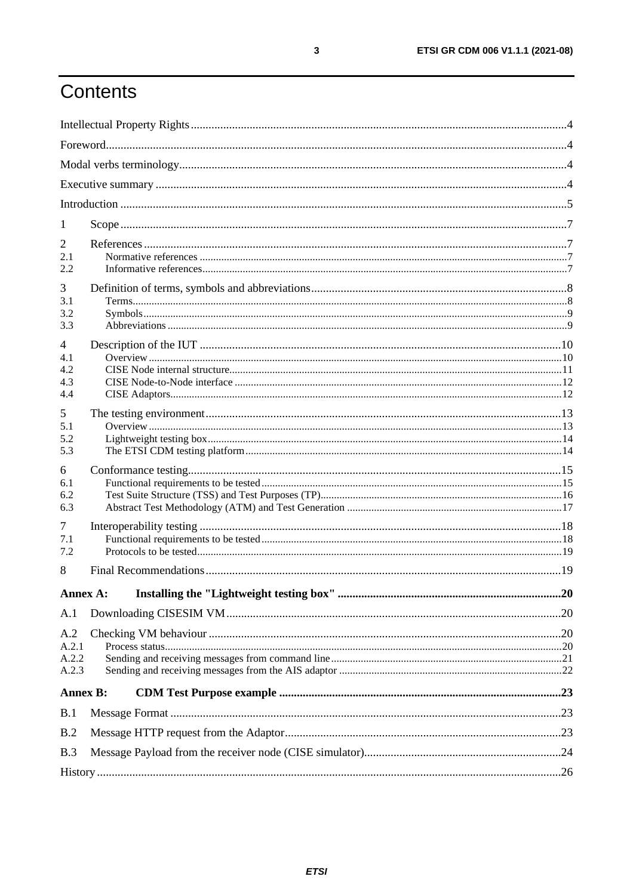# Contents

Intellectual Property Rights .....4

Foreword .....4

Modal verbs terminology .....4

Executive summary .....4

Introduction .....5

1 Scope .....7

2 References .....7
- 2.1 Normative references .....7
- 2.2 Informative references .....7

3 Definition of terms, symbols and abbreviations .....8
- 3.1 Terms .....8
- 3.2 Symbols .....9
- 3.3 Abbreviations .....9

4 Description of the IUT .....10
- 4.1 Overview .....10
- 4.2 CISE Node internal structure .....11
- 4.3 CISE Node-to-Node interface .....12
- 4.4 CISE Adaptors .....12

5 The testing environment .....13
- 5.1 Overview .....13
- 5.2 Lightweight testing box .....14
- 5.3 The ETSI CDM testing platform .....14

6 Conformance testing .....15
- 6.1 Functional requirements to be tested .....15
- 6.2 Test Suite Structure (TSS) and Test Purposes (TP) .....16
- 6.3 Abstract Test Methodology (ATM) and Test Generation .....17

7 Interoperability testing .....18
- 7.1 Functional requirements to be tested .....18
- 7.2 Protocols to be tested .....19

8 Final Recommendations .....19

**Annex A: Installing the "Lightweight testing box" .....20**

A.1 Downloading CISESIM VM .....20

A.2 Checking VM behaviour .....20
- A.2.1 Process status .....20
- A.2.2 Sending and receiving messages from command line .....21
- A.2.3 Sending and receiving messages from the AIS adaptor .....22

**Annex B: CDM Test Purpose example .....23**

B.1 Message Format .....23

B.2 Message HTTP request from the Adaptor .....23

B.3 Message Payload from the receiver node (CISE simulator) .....24

History .....26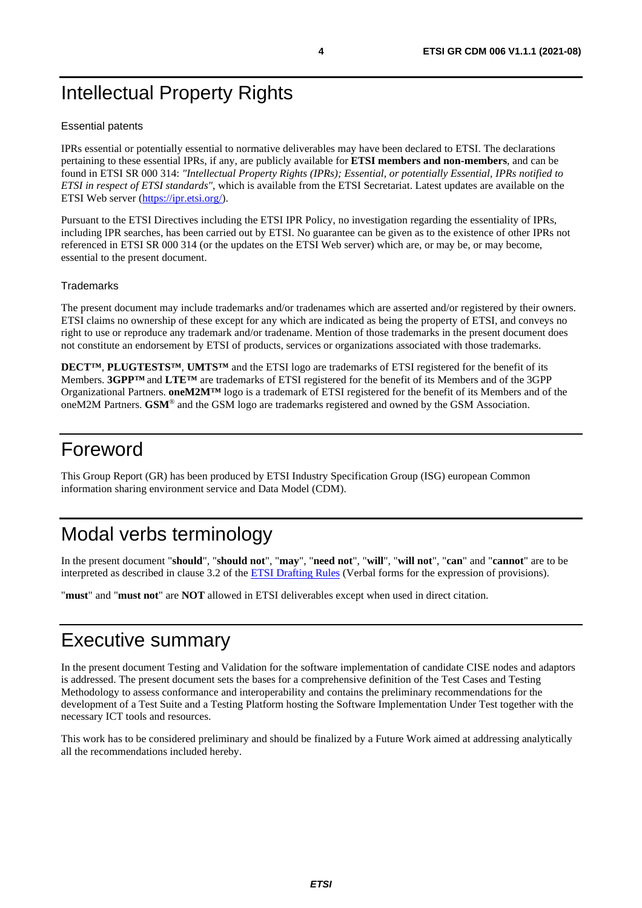# Intellectual Property Rights

## Essential patents

IPRs essential or potentially essential to normative deliverables may have been declared to ETSI. The declarations pertaining to these essential IPRs, if any, are publicly available for **ETSI members and non-members**, and can be found in ETSI SR 000 314: *"Intellectual Property Rights (IPRs); Essential, or potentially Essential, IPRs notified to ETSI in respect of ETSI standards"*, which is available from the ETSI Secretariat. Latest updates are available on the ETSI Web server (https://ipr.etsi.org/).

Pursuant to the ETSI Directives including the ETSI IPR Policy, no investigation regarding the essentiality of IPRs, including IPR searches, has been carried out by ETSI. No guarantee can be given as to the existence of other IPRs not referenced in ETSI SR 000 314 (or the updates on the ETSI Web server) which are, or may be, or may become, essential to the present document.

## Trademarks

The present document may include trademarks and/or tradenames which are asserted and/or registered by their owners. ETSI claims no ownership of these except for any which are indicated as being the property of ETSI, and conveys no right to use or reproduce any trademark and/or tradename. Mention of those trademarks in the present document does not constitute an endorsement by ETSI of products, services or organizations associated with those trademarks.

**DECT™**, **PLUGTESTS™**, **UMTS™** and the ETSI logo are trademarks of ETSI registered for the benefit of its Members. **3GPP™** and **LTE™** are trademarks of ETSI registered for the benefit of its Members and of the 3GPP Organizational Partners. **oneM2M™** logo is a trademark of ETSI registered for the benefit of its Members and of the oneM2M Partners. **GSM**® and the GSM logo are trademarks registered and owned by the GSM Association.

# Foreword

This Group Report (GR) has been produced by ETSI Industry Specification Group (ISG) european Common information sharing environment service and Data Model (CDM).

# Modal verbs terminology

In the present document "**should**", "**should not**", "**may**", "**need not**", "**will**", "**will not**", "**can**" and "**cannot**" are to be interpreted as described in clause 3.2 of the ETSI Drafting Rules (Verbal forms for the expression of provisions).

"**must**" and "**must not**" are **NOT** allowed in ETSI deliverables except when used in direct citation.

# Executive summary

In the present document Testing and Validation for the software implementation of candidate CISE nodes and adaptors is addressed. The present document sets the bases for a comprehensive definition of the Test Cases and Testing Methodology to assess conformance and interoperability and contains the preliminary recommendations for the development of a Test Suite and a Testing Platform hosting the Software Implementation Under Test together with the necessary ICT tools and resources.

This work has to be considered preliminary and should be finalized by a Future Work aimed at addressing analytically all the recommendations included hereby.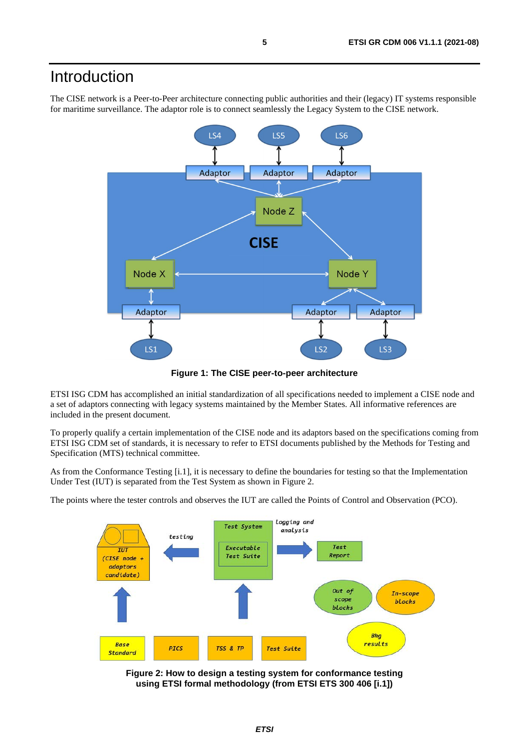# Introduction

The CISE network is a Peer-to-Peer architecture connecting public authorities and their (legacy) IT systems responsible for maritime surveillance. The adaptor role is to connect seamlessly the Legacy System to the CISE network.

**Figure 1: The CISE peer-to-peer architecture**

ETSI ISG CDM has accomplished an initial standardization of all specifications needed to implement a CISE node and a set of adaptors connecting with legacy systems maintained by the Member States. All informative references are included in the present document.

To properly qualify a certain implementation of the CISE node and its adaptors based on the specifications coming from ETSI ISG CDM set of standards, it is necessary to refer to ETSI documents published by the Methods for Testing and Specification (MTS) technical committee.

As from the Conformance Testing [i.1], it is necessary to define the boundaries for testing so that the Implementation Under Test (IUT) is separated from the Test System as shown in Figure 2.

The points where the tester controls and observes the IUT are called the Points of Control and Observation (PCO).

**Figure 2: How to design a testing system for conformance testing using ETSI formal methodology (from ETSI ETS 300 406 [i.1])**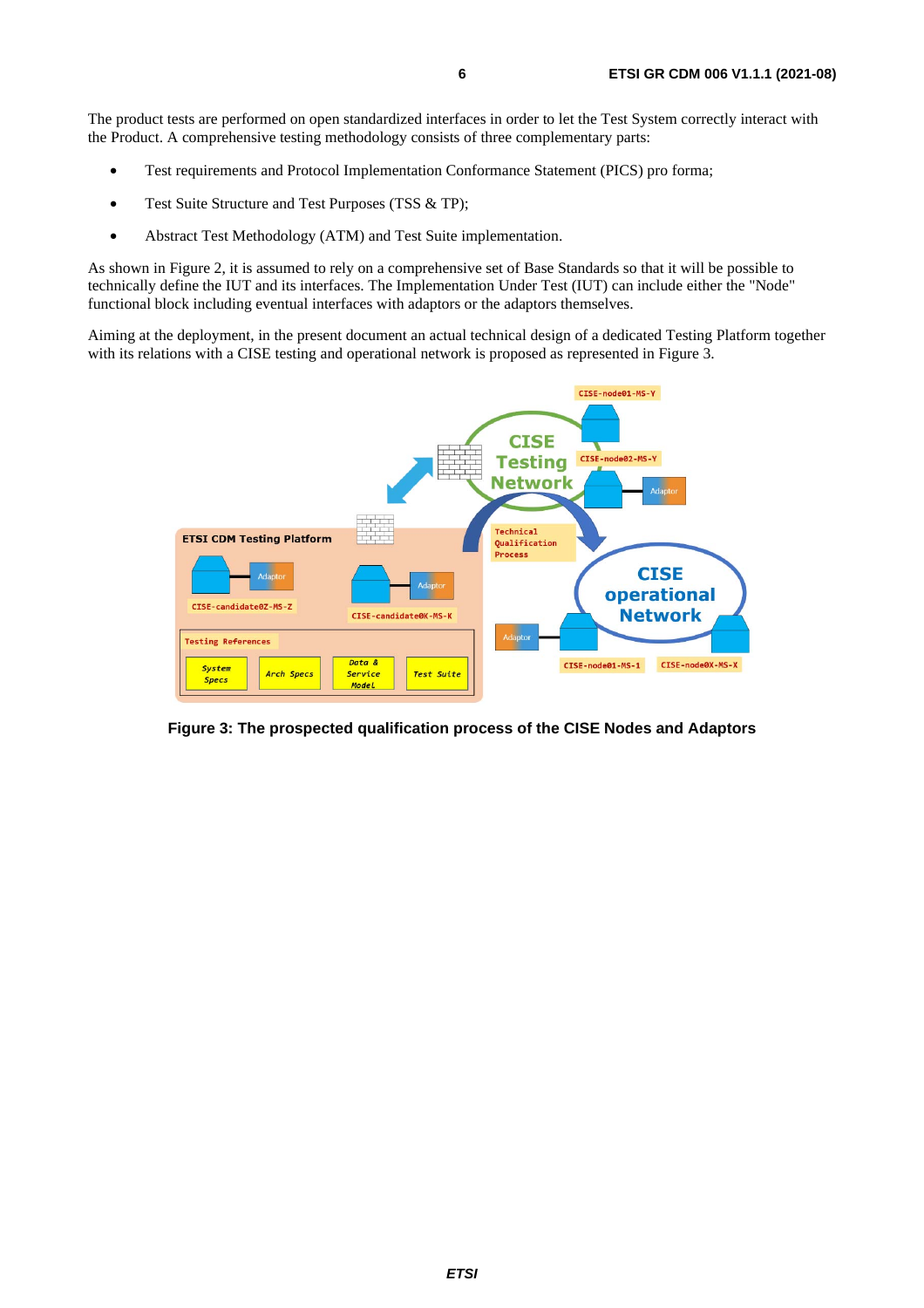The product tests are performed on open standardized interfaces in order to let the Test System correctly interact with the Product. A comprehensive testing methodology consists of three complementary parts:

- Test requirements and Protocol Implementation Conformance Statement (PICS) pro forma;
- Test Suite Structure and Test Purposes (TSS & TP);
- Abstract Test Methodology (ATM) and Test Suite implementation.

As shown in Figure 2, it is assumed to rely on a comprehensive set of Base Standards so that it will be possible to technically define the IUT and its interfaces. The Implementation Under Test (IUT) can include either the "Node" functional block including eventual interfaces with adaptors or the adaptors themselves.

Aiming at the deployment, in the present document an actual technical design of a dedicated Testing Platform together with its relations with a CISE testing and operational network is proposed as represented in Figure 3.

**Figure 3: The prospected qualification process of the CISE Nodes and Adaptors**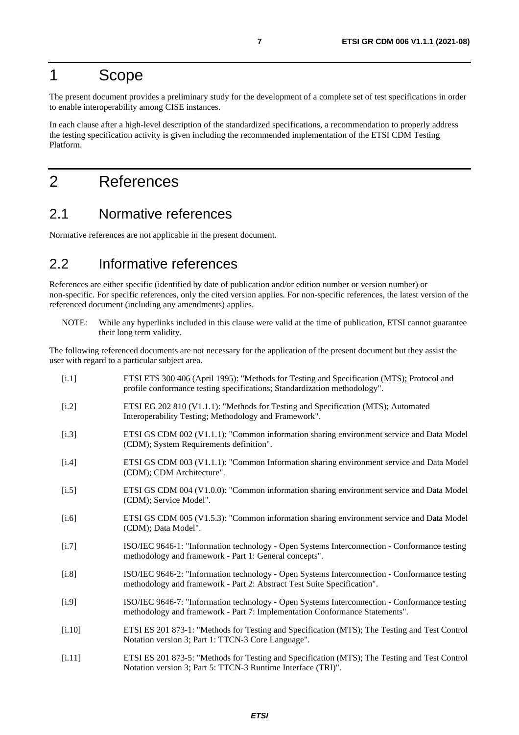# 1 Scope

The present document provides a preliminary study for the development of a complete set of test specifications in order to enable interoperability among CISE instances.

In each clause after a high-level description of the standardized specifications, a recommendation to properly address the testing specification activity is given including the recommended implementation of the ETSI CDM Testing Platform.

# 2 References

## 2.1 Normative references

Normative references are not applicable in the present document.

## 2.2 Informative references

References are either specific (identified by date of publication and/or edition number or version number) or non-specific. For specific references, only the cited version applies. For non-specific references, the latest version of the referenced document (including any amendments) applies.

NOTE: While any hyperlinks included in this clause were valid at the time of publication, ETSI cannot guarantee their long term validity.

The following referenced documents are not necessary for the application of the present document but they assist the user with regard to a particular subject area.

- [i.1] ETSI ETS 300 406 (April 1995): "Methods for Testing and Specification (MTS); Protocol and profile conformance testing specifications; Standardization methodology".
- [i.2] ETSI EG 202 810 (V1.1.1): "Methods for Testing and Specification (MTS); Automated Interoperability Testing; Methodology and Framework".
- [i.3] ETSI GS CDM 002 (V1.1.1): "Common information sharing environment service and Data Model (CDM); System Requirements definition".
- [i.4] ETSI GS CDM 003 (V1.1.1): "Common Information sharing environment service and Data Model (CDM); CDM Architecture".
- [i.5] ETSI GS CDM 004 (V1.0.0): "Common information sharing environment service and Data Model (CDM); Service Model".
- [i.6] ETSI GS CDM 005 (V1.5.3): "Common information sharing environment service and Data Model (CDM); Data Model".
- [i.7] ISO/IEC 9646-1: "Information technology - Open Systems Interconnection - Conformance testing methodology and framework - Part 1: General concepts".
- [i.8] ISO/IEC 9646-2: "Information technology - Open Systems Interconnection - Conformance testing methodology and framework - Part 2: Abstract Test Suite Specification".
- [i.9] ISO/IEC 9646-7: "Information technology - Open Systems Interconnection - Conformance testing methodology and framework - Part 7: Implementation Conformance Statements".
- [i.10] ETSI ES 201 873-1: "Methods for Testing and Specification (MTS); The Testing and Test Control Notation version 3; Part 1: TTCN-3 Core Language".
- [i.11] ETSI ES 201 873-5: "Methods for Testing and Specification (MTS); The Testing and Test Control Notation version 3; Part 5: TTCN-3 Runtime Interface (TRI)".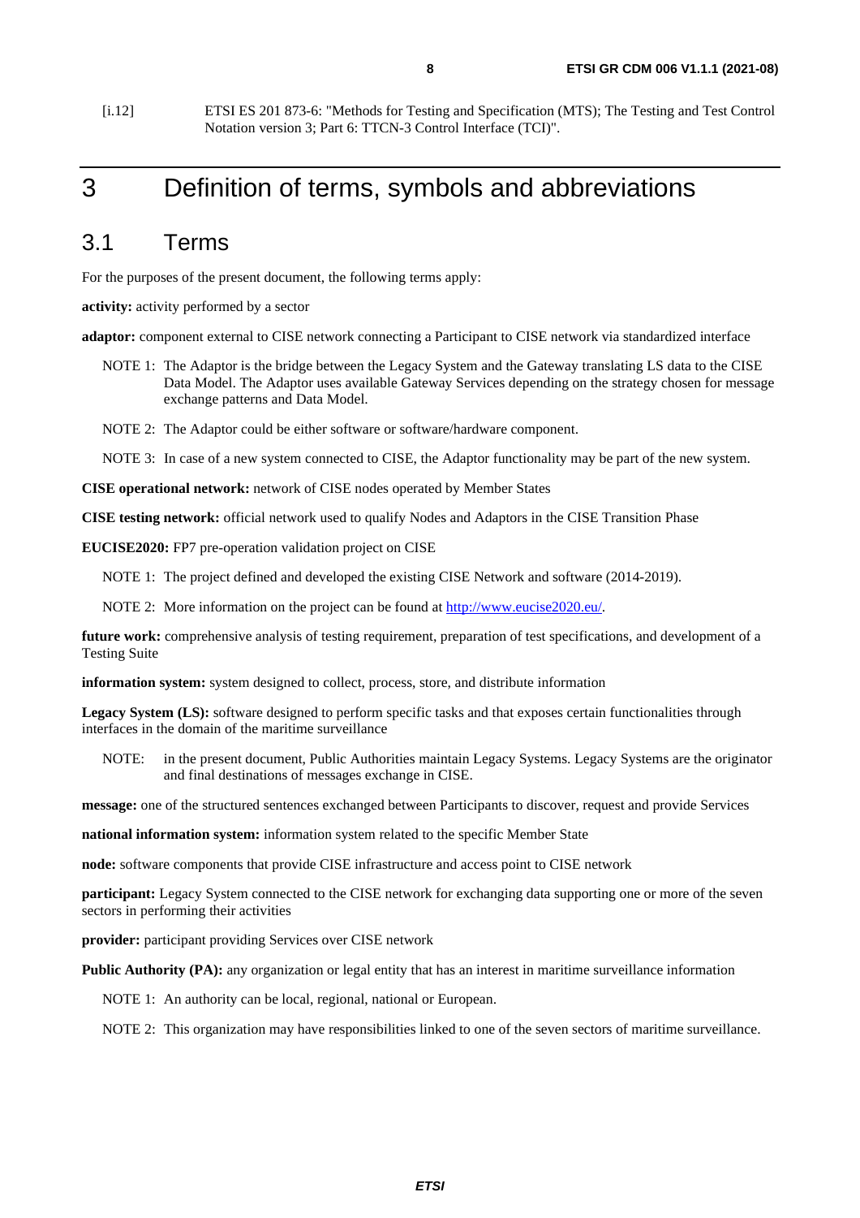[i.12] ETSI ES 201 873-6: "Methods for Testing and Specification (MTS); The Testing and Test Control Notation version 3; Part 6: TTCN-3 Control Interface (TCI)".

# 3 Definition of terms, symbols and abbreviations

## 3.1 Terms

For the purposes of the present document, the following terms apply:

**activity:** activity performed by a sector

**adaptor:** component external to CISE network connecting a Participant to CISE network via standardized interface

NOTE 1: The Adaptor is the bridge between the Legacy System and the Gateway translating LS data to the CISE Data Model. The Adaptor uses available Gateway Services depending on the strategy chosen for message exchange patterns and Data Model.

NOTE 2: The Adaptor could be either software or software/hardware component.

NOTE 3: In case of a new system connected to CISE, the Adaptor functionality may be part of the new system.

**CISE operational network:** network of CISE nodes operated by Member States

**CISE testing network:** official network used to qualify Nodes and Adaptors in the CISE Transition Phase

**EUCISE2020:** FP7 pre-operation validation project on CISE

NOTE 1: The project defined and developed the existing CISE Network and software (2014-2019).

NOTE 2: More information on the project can be found at http://www.eucise2020.eu/.

**future work:** comprehensive analysis of testing requirement, preparation of test specifications, and development of a Testing Suite

**information system:** system designed to collect, process, store, and distribute information

**Legacy System (LS):** software designed to perform specific tasks and that exposes certain functionalities through interfaces in the domain of the maritime surveillance

NOTE: in the present document, Public Authorities maintain Legacy Systems. Legacy Systems are the originator and final destinations of messages exchange in CISE.

**message:** one of the structured sentences exchanged between Participants to discover, request and provide Services

**national information system:** information system related to the specific Member State

**node:** software components that provide CISE infrastructure and access point to CISE network

**participant:** Legacy System connected to the CISE network for exchanging data supporting one or more of the seven sectors in performing their activities

**provider:** participant providing Services over CISE network

**Public Authority (PA):** any organization or legal entity that has an interest in maritime surveillance information

NOTE 1: An authority can be local, regional, national or European.

NOTE 2: This organization may have responsibilities linked to one of the seven sectors of maritime surveillance.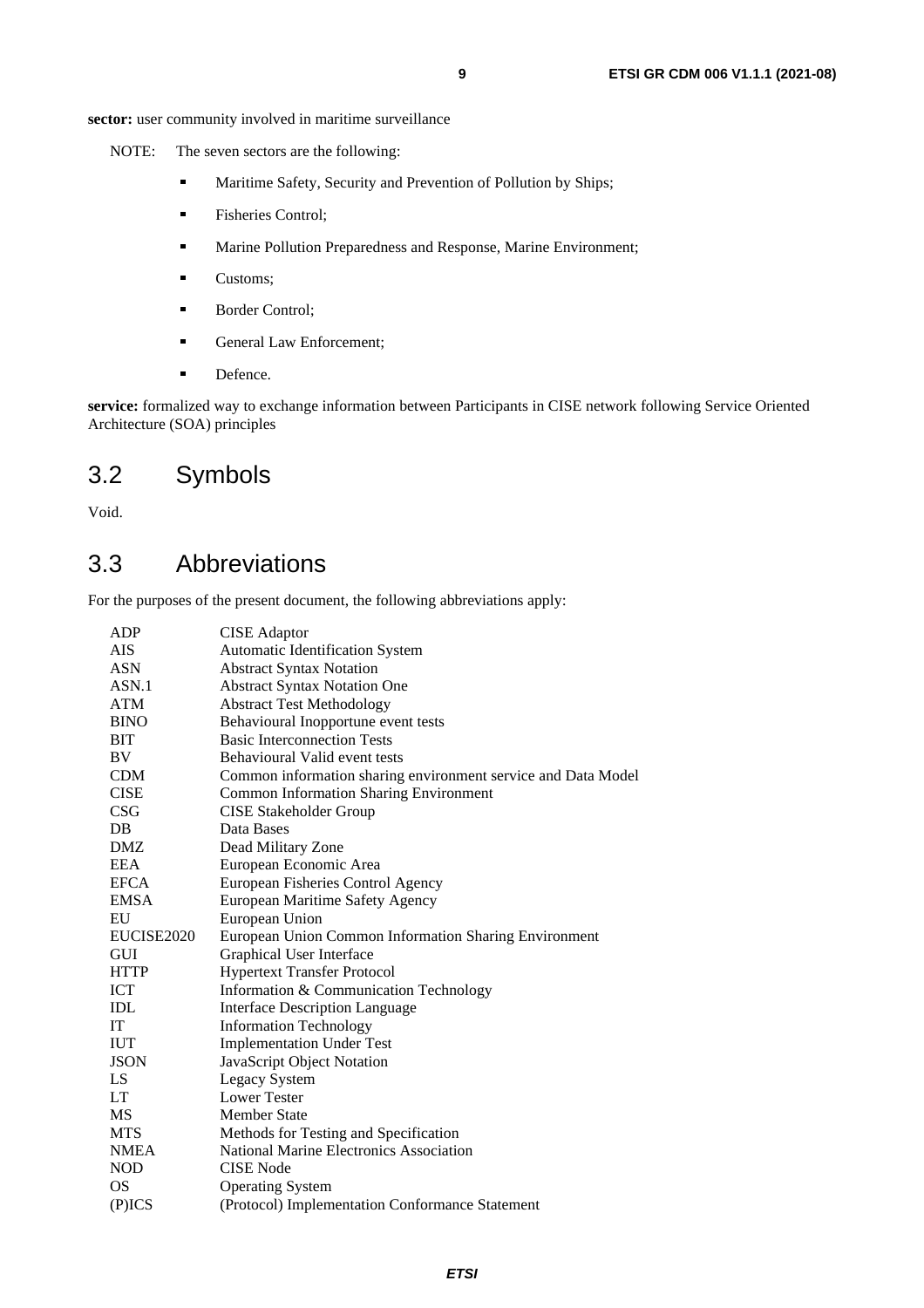**sector:** user community involved in maritime surveillance

NOTE: The seven sectors are the following:

- Maritime Safety, Security and Prevention of Pollution by Ships;
- Fisheries Control;
- Marine Pollution Preparedness and Response, Marine Environment;
- Customs;
- Border Control;
- General Law Enforcement;
- Defence.

**service:** formalized way to exchange information between Participants in CISE network following Service Oriented Architecture (SOA) principles

## 3.2 Symbols

Void.

## 3.3 Abbreviations

For the purposes of the present document, the following abbreviations apply:

| | |
|---|---|
| ADP | CISE Adaptor |
| AIS | Automatic Identification System |
| ASN | Abstract Syntax Notation |
| ASN.1 | Abstract Syntax Notation One |
| ATM | Abstract Test Methodology |
| BINO | Behavioural Inopportune event tests |
| BIT | Basic Interconnection Tests |
| BV | Behavioural Valid event tests |
| CDM | Common information sharing environment service and Data Model |
| CISE | Common Information Sharing Environment |
| CSG | CISE Stakeholder Group |
| DB | Data Bases |
| DMZ | Dead Military Zone |
| EEA | European Economic Area |
| EFCA | European Fisheries Control Agency |
| EMSA | European Maritime Safety Agency |
| EU | European Union |
| EUCISE2020 | European Union Common Information Sharing Environment |
| GUI | Graphical User Interface |
| HTTP | Hypertext Transfer Protocol |
| ICT | Information & Communication Technology |
| IDL | Interface Description Language |
| IT | Information Technology |
| IUT | Implementation Under Test |
| JSON | JavaScript Object Notation |
| LS | Legacy System |
| LT | Lower Tester |
| MS | Member State |
| MTS | Methods for Testing and Specification |
| NMEA | National Marine Electronics Association |
| NOD | CISE Node |
| OS | Operating System |
| (P)ICS | (Protocol) Implementation Conformance Statement |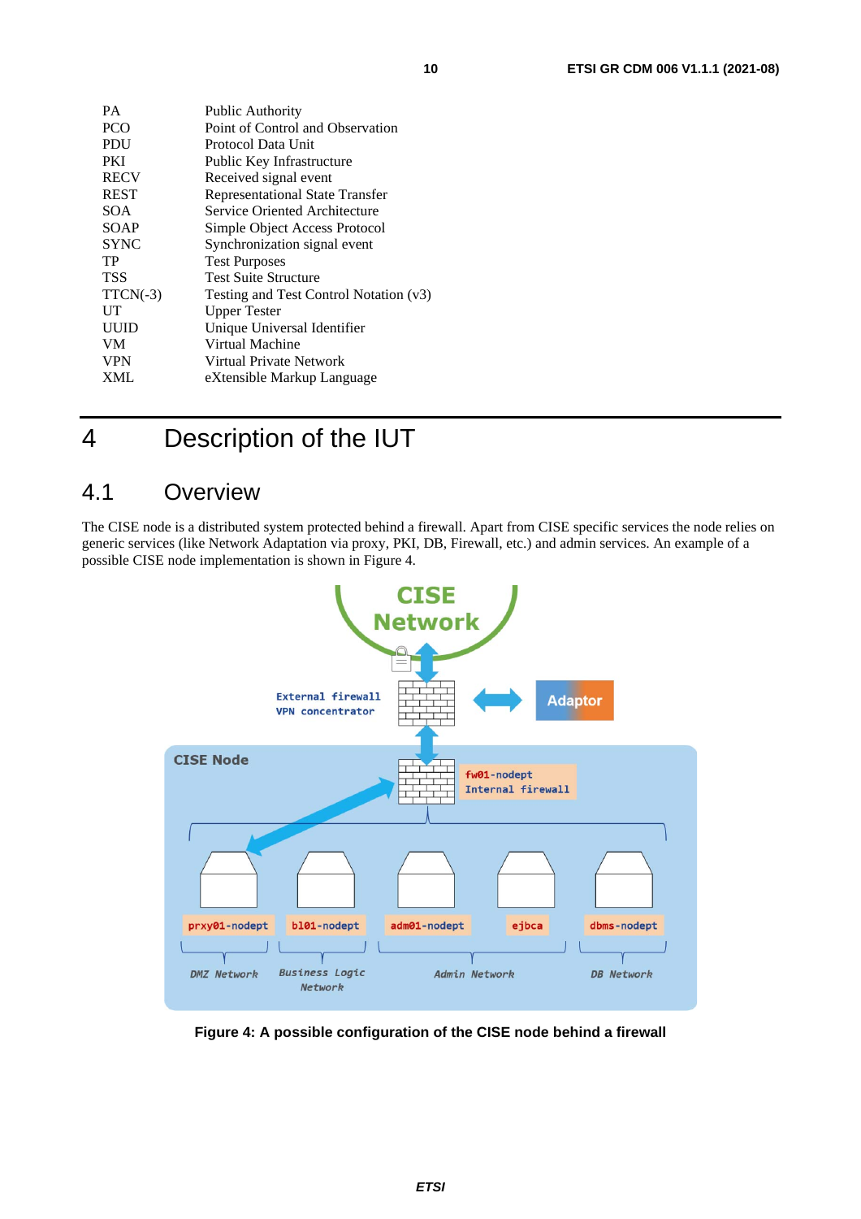| | |
|---|---|
| PA | Public Authority |
| PCO | Point of Control and Observation |
| PDU | Protocol Data Unit |
| PKI | Public Key Infrastructure |
| RECV | Received signal event |
| REST | Representational State Transfer |
| SOA | Service Oriented Architecture |
| SOAP | Simple Object Access Protocol |
| SYNC | Synchronization signal event |
| TP | Test Purposes |
| TSS | Test Suite Structure |
| TTCN(-3) | Testing and Test Control Notation (v3) |
| UT | Upper Tester |
| UUID | Unique Universal Identifier |
| VM | Virtual Machine |
| VPN | Virtual Private Network |
| XML | eXtensible Markup Language |

# 4 Description of the IUT

## 4.1 Overview

The CISE node is a distributed system protected behind a firewall. Apart from CISE specific services the node relies on generic services (like Network Adaptation via proxy, PKI, DB, Firewall, etc.) and admin services. An example of a possible CISE node implementation is shown in Figure 4.

**Figure 4: A possible configuration of the CISE node behind a firewall**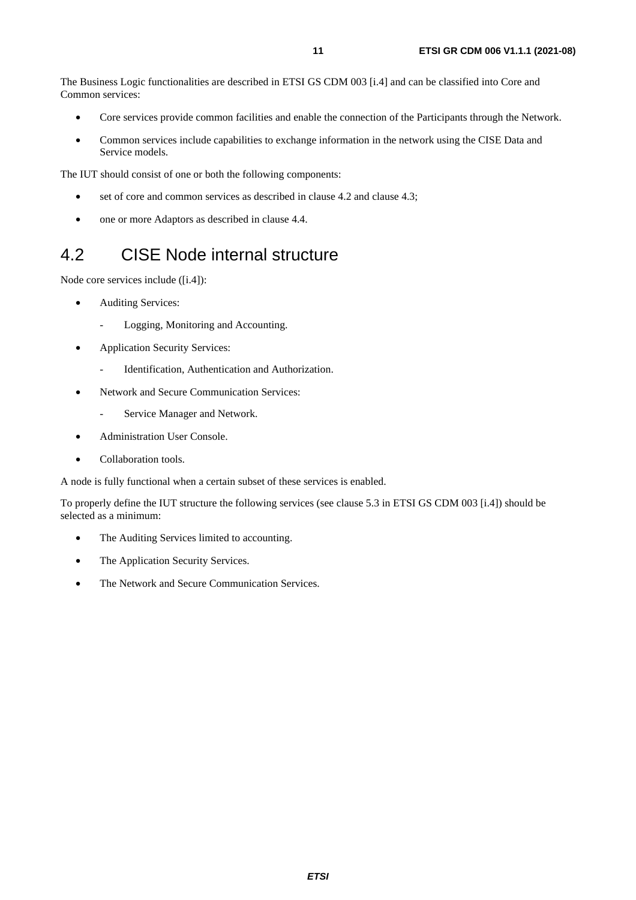The Business Logic functionalities are described in ETSI GS CDM 003 [i.4] and can be classified into Core and Common services:

- Core services provide common facilities and enable the connection of the Participants through the Network.
- Common services include capabilities to exchange information in the network using the CISE Data and Service models.

The IUT should consist of one or both the following components:

- set of core and common services as described in clause 4.2 and clause 4.3;
- one or more Adaptors as described in clause 4.4.

## 4.2 CISE Node internal structure

Node core services include ([i.4]):

- Auditing Services:
  - Logging, Monitoring and Accounting.
- Application Security Services:
  - Identification, Authentication and Authorization.
- Network and Secure Communication Services:
  - Service Manager and Network.
- Administration User Console.
- Collaboration tools.

A node is fully functional when a certain subset of these services is enabled.

To properly define the IUT structure the following services (see clause 5.3 in ETSI GS CDM 003 [i.4]) should be selected as a minimum:

- The Auditing Services limited to accounting.
- The Application Security Services.
- The Network and Secure Communication Services.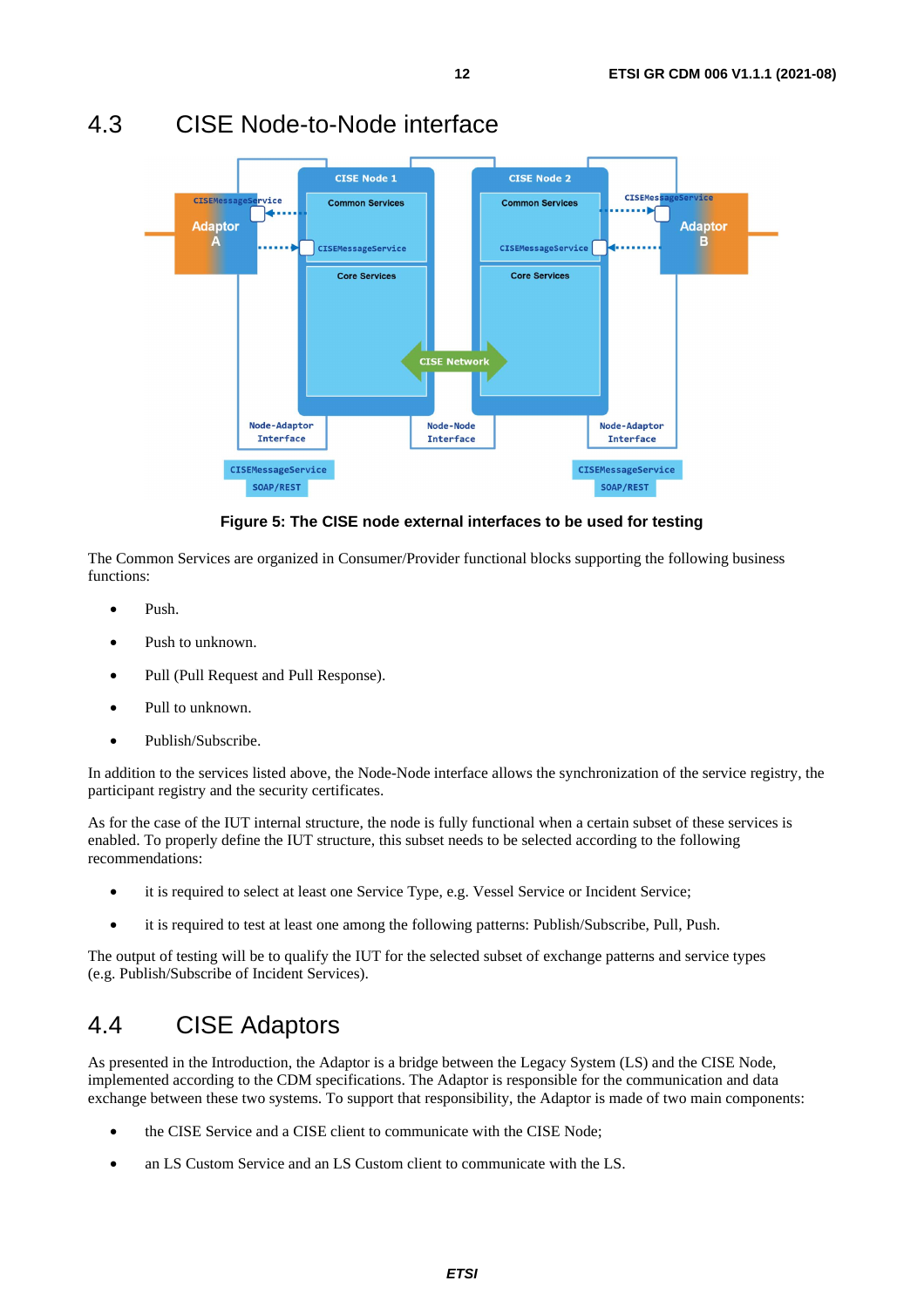## 4.3 CISE Node-to-Node interface

Figure 5: The CISE node external interfaces to be used for testing

The Common Services are organized in Consumer/Provider functional blocks supporting the following business functions:

- Push.
- Push to unknown.
- Pull (Pull Request and Pull Response).
- Pull to unknown.
- Publish/Subscribe.

In addition to the services listed above, the Node-Node interface allows the synchronization of the service registry, the participant registry and the security certificates.

As for the case of the IUT internal structure, the node is fully functional when a certain subset of these services is enabled. To properly define the IUT structure, this subset needs to be selected according to the following recommendations:

- it is required to select at least one Service Type, e.g. Vessel Service or Incident Service;
- it is required to test at least one among the following patterns: Publish/Subscribe, Pull, Push.

The output of testing will be to qualify the IUT for the selected subset of exchange patterns and service types (e.g. Publish/Subscribe of Incident Services).

## 4.4 CISE Adaptors

As presented in the Introduction, the Adaptor is a bridge between the Legacy System (LS) and the CISE Node, implemented according to the CDM specifications. The Adaptor is responsible for the communication and data exchange between these two systems. To support that responsibility, the Adaptor is made of two main components:

- the CISE Service and a CISE client to communicate with the CISE Node;
- an LS Custom Service and an LS Custom client to communicate with the LS.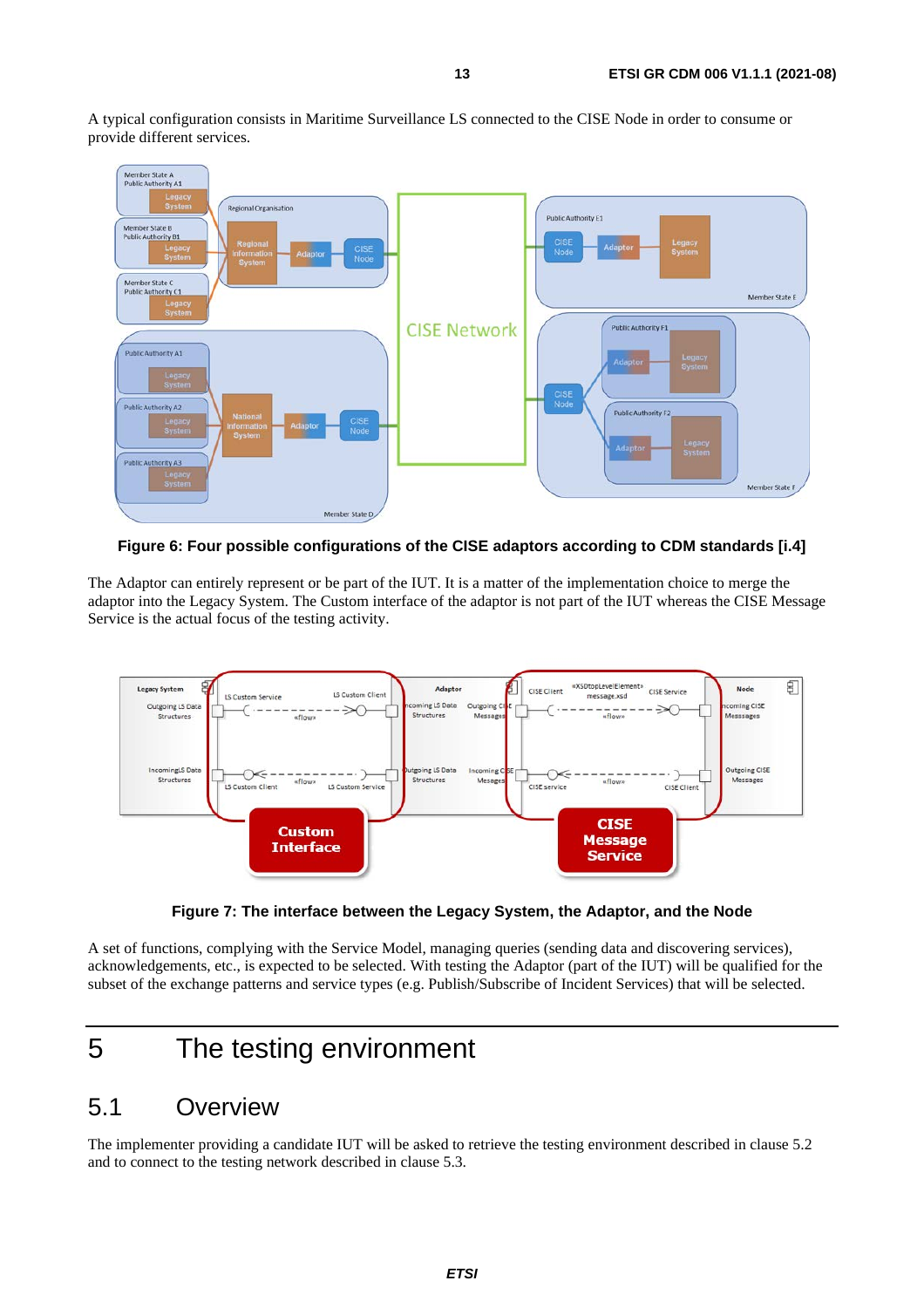A typical configuration consists in Maritime Surveillance LS connected to the CISE Node in order to consume or provide different services.

**Figure 6: Four possible configurations of the CISE adaptors according to CDM standards [i.4]**

The Adaptor can entirely represent or be part of the IUT. It is a matter of the implementation choice to merge the adaptor into the Legacy System. The Custom interface of the adaptor is not part of the IUT whereas the CISE Message Service is the actual focus of the testing activity.

**Figure 7: The interface between the Legacy System, the Adaptor, and the Node**

A set of functions, complying with the Service Model, managing queries (sending data and discovering services), acknowledgements, etc., is expected to be selected. With testing the Adaptor (part of the IUT) will be qualified for the subset of the exchange patterns and service types (e.g. Publish/Subscribe of Incident Services) that will be selected.

# 5 The testing environment

## 5.1 Overview

The implementer providing a candidate IUT will be asked to retrieve the testing environment described in clause 5.2 and to connect to the testing network described in clause 5.3.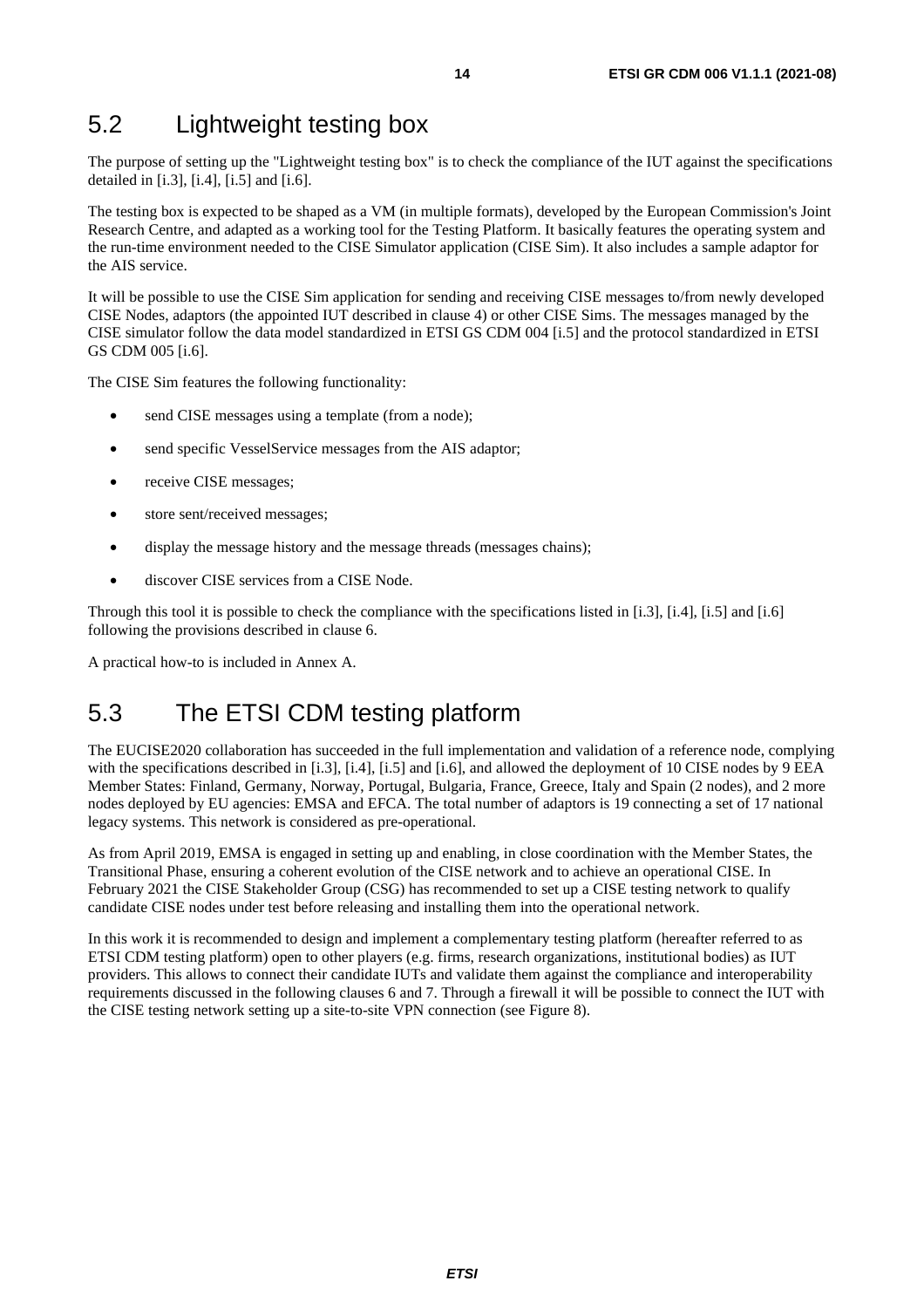## 5.2 Lightweight testing box

The purpose of setting up the "Lightweight testing box" is to check the compliance of the IUT against the specifications detailed in [i.3], [i.4], [i.5] and [i.6].

The testing box is expected to be shaped as a VM (in multiple formats), developed by the European Commission's Joint Research Centre, and adapted as a working tool for the Testing Platform. It basically features the operating system and the run-time environment needed to the CISE Simulator application (CISE Sim). It also includes a sample adaptor for the AIS service.

It will be possible to use the CISE Sim application for sending and receiving CISE messages to/from newly developed CISE Nodes, adaptors (the appointed IUT described in clause 4) or other CISE Sims. The messages managed by the CISE simulator follow the data model standardized in ETSI GS CDM 004 [i.5] and the protocol standardized in ETSI GS CDM 005 [i.6].

The CISE Sim features the following functionality:

- send CISE messages using a template (from a node);
- send specific VesselService messages from the AIS adaptor;
- receive CISE messages;
- store sent/received messages;
- display the message history and the message threads (messages chains);
- discover CISE services from a CISE Node.

Through this tool it is possible to check the compliance with the specifications listed in [i.3], [i.4], [i.5] and [i.6] following the provisions described in clause 6.

A practical how-to is included in Annex A.

## 5.3 The ETSI CDM testing platform

The EUCISE2020 collaboration has succeeded in the full implementation and validation of a reference node, complying with the specifications described in [i.3], [i.4], [i.5] and [i.6], and allowed the deployment of 10 CISE nodes by 9 EEA Member States: Finland, Germany, Norway, Portugal, Bulgaria, France, Greece, Italy and Spain (2 nodes), and 2 more nodes deployed by EU agencies: EMSA and EFCA. The total number of adaptors is 19 connecting a set of 17 national legacy systems. This network is considered as pre-operational.

As from April 2019, EMSA is engaged in setting up and enabling, in close coordination with the Member States, the Transitional Phase, ensuring a coherent evolution of the CISE network and to achieve an operational CISE. In February 2021 the CISE Stakeholder Group (CSG) has recommended to set up a CISE testing network to qualify candidate CISE nodes under test before releasing and installing them into the operational network.

In this work it is recommended to design and implement a complementary testing platform (hereafter referred to as ETSI CDM testing platform) open to other players (e.g. firms, research organizations, institutional bodies) as IUT providers. This allows to connect their candidate IUTs and validate them against the compliance and interoperability requirements discussed in the following clauses 6 and 7. Through a firewall it will be possible to connect the IUT with the CISE testing network setting up a site-to-site VPN connection (see Figure 8).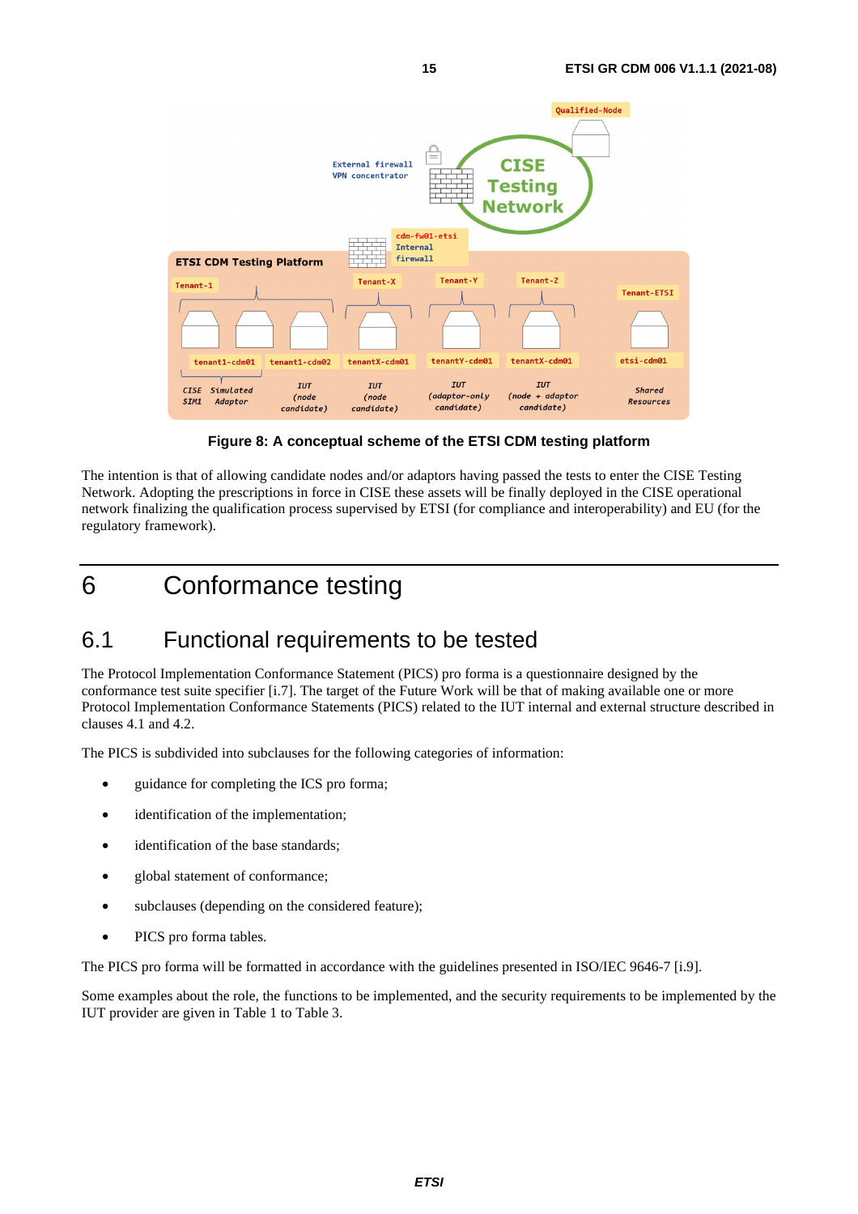**Figure 8: A conceptual scheme of the ETSI CDM testing platform**

The intention is that of allowing candidate nodes and/or adaptors having passed the tests to enter the CISE Testing Network. Adopting the prescriptions in force in CISE these assets will be finally deployed in the CISE operational network finalizing the qualification process supervised by ETSI (for compliance and interoperability) and EU (for the regulatory framework).

# 6 Conformance testing

## 6.1 Functional requirements to be tested

The Protocol Implementation Conformance Statement (PICS) pro forma is a questionnaire designed by the conformance test suite specifier [i.7]. The target of the Future Work will be that of making available one or more Protocol Implementation Conformance Statements (PICS) related to the IUT internal and external structure described in clauses 4.1 and 4.2.

The PICS is subdivided into subclauses for the following categories of information:

- guidance for completing the ICS pro forma;
- identification of the implementation;
- identification of the base standards;
- global statement of conformance;
- subclauses (depending on the considered feature);
- PICS pro forma tables.

The PICS pro forma will be formatted in accordance with the guidelines presented in ISO/IEC 9646-7 [i.9].

Some examples about the role, the functions to be implemented, and the security requirements to be implemented by the IUT provider are given in Table 1 to Table 3.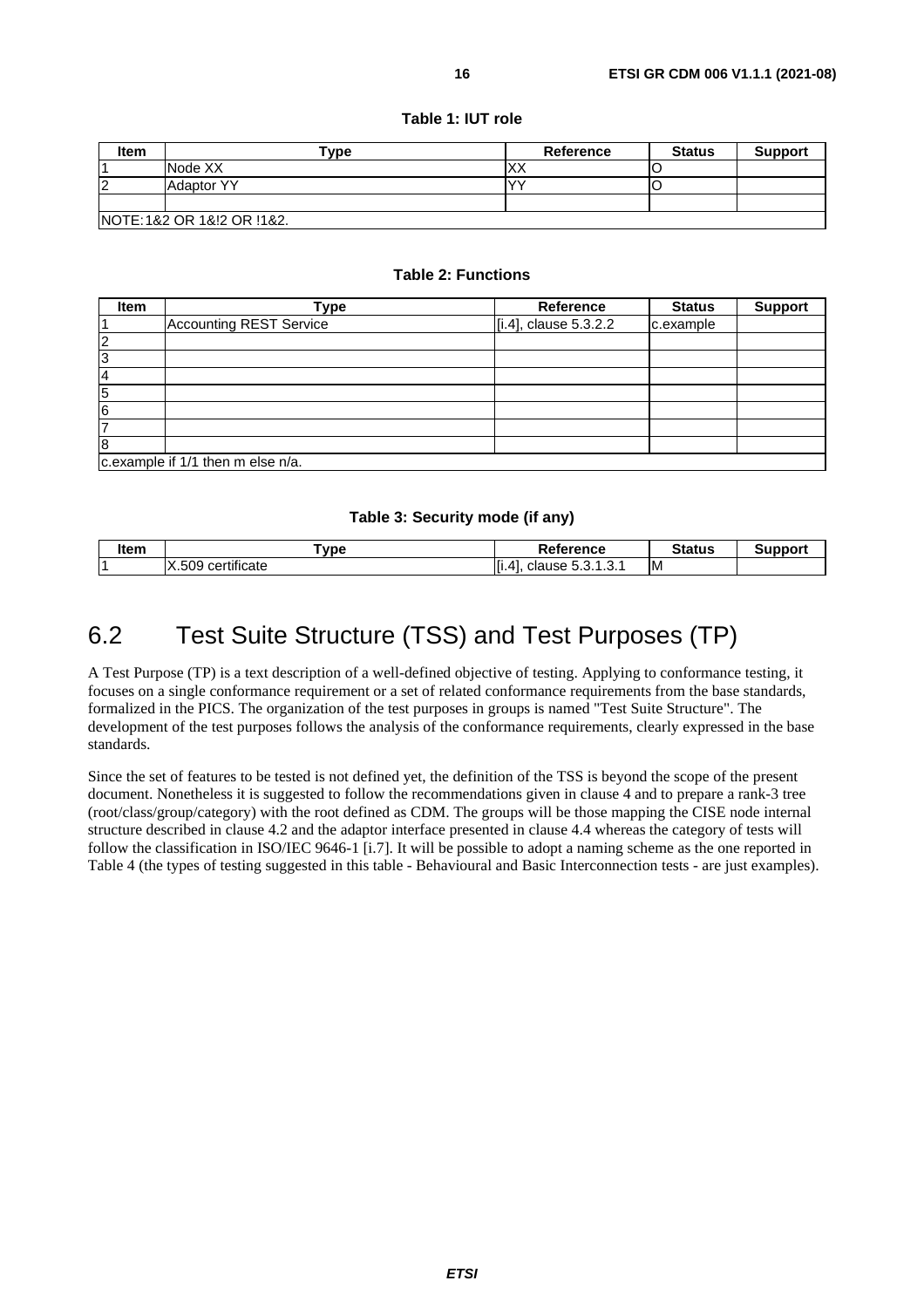**Table 1: IUT role**

| Item | Type | Reference | Status | Support |
|---|---|---|---|---|
| 1 | Node XX | XX | O | |
| 2 | Adaptor YY | YY | O | |
| | | | | |
| NOTE: 1&2 OR 1&!2 OR !1&2. | | | | |

**Table 2: Functions**

| Item | Type | Reference | Status | Support |
|---|---|---|---|---|
| 1 | Accounting REST Service | [i.4], clause 5.3.2.2 | c.example | |
| 2 | | | | |
| 3 | | | | |
| 4 | | | | |
| 5 | | | | |
| 6 | | | | |
| 7 | | | | |
| 8 | | | | |
| c.example if 1/1 then m else n/a. | | | | |

**Table 3: Security mode (if any)**

| Item | Type | Reference | Status | Support |
|---|---|---|---|---|
| 1 | X.509 certificate | [i.4], clause 5.3.1.3.1 | M | |

## 6.2 Test Suite Structure (TSS) and Test Purposes (TP)

A Test Purpose (TP) is a text description of a well-defined objective of testing. Applying to conformance testing, it focuses on a single conformance requirement or a set of related conformance requirements from the base standards, formalized in the PICS. The organization of the test purposes in groups is named "Test Suite Structure". The development of the test purposes follows the analysis of the conformance requirements, clearly expressed in the base standards.

Since the set of features to be tested is not defined yet, the definition of the TSS is beyond the scope of the present document. Nonetheless it is suggested to follow the recommendations given in clause 4 and to prepare a rank-3 tree (root/class/group/category) with the root defined as CDM. The groups will be those mapping the CISE node internal structure described in clause 4.2 and the adaptor interface presented in clause 4.4 whereas the category of tests will follow the classification in ISO/IEC 9646-1 [i.7]. It will be possible to adopt a naming scheme as the one reported in Table 4 (the types of testing suggested in this table - Behavioural and Basic Interconnection tests - are just examples).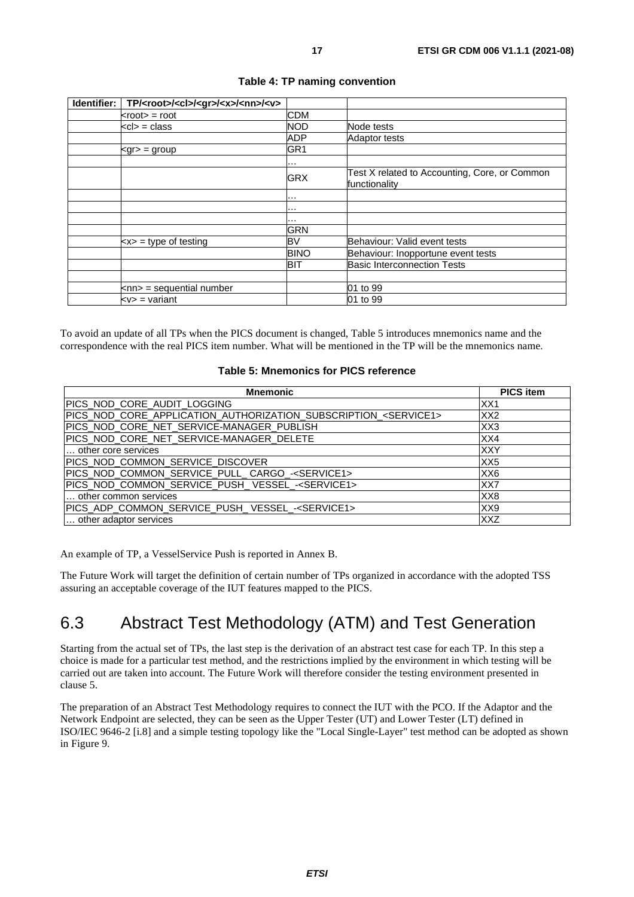**Table 4: TP naming convention**

| Identifier: | TP/<root>/<cl>/<gr>/<x>/<nn>/<v> | | |
|---|---|---|---|
| | <root> = root | CDM | |
| | <cl> = class | NOD | Node tests |
| | | ADP | Adaptor tests |
| | <gr> = group | GR1 | |
| | | … | |
| | | GRX | Test X related to Accounting, Core, or Common functionality |
| | | … | |
| | | … | |
| | | … | |
| | | GRN | |
| | <x> = type of testing | BV | Behaviour: Valid event tests |
| | | BINO | Behaviour: Inopportune event tests |
| | | BIT | Basic Interconnection Tests |
| | | | |
| | <nn> = sequential number | | 01 to 99 |
| | <v> = variant | | 01 to 99 |

To avoid an update of all TPs when the PICS document is changed, Table 5 introduces mnemonics name and the correspondence with the real PICS item number. What will be mentioned in the TP will be the mnemonics name.

**Table 5: Mnemonics for PICS reference**

| Mnemonic | PICS item |
|---|---|
| PICS_NOD_CORE_AUDIT_LOGGING | XX1 |
| PICS_NOD_CORE_APPLICATION_AUTHORIZATION_SUBSCRIPTION_<SERVICE1> | XX2 |
| PICS_NOD_CORE_NET_SERVICE-MANAGER_PUBLISH | XX3 |
| PICS_NOD_CORE_NET_SERVICE-MANAGER_DELETE | XX4 |
| … other core services | XXY |
| PICS_NOD_COMMON_SERVICE_DISCOVER | XX5 |
| PICS_NOD_COMMON_SERVICE_PULL_ CARGO_-<SERVICE1> | XX6 |
| PICS_NOD_COMMON_SERVICE_PUSH_ VESSEL_-<SERVICE1> | XX7 |
| … other common services | XX8 |
| PICS_ADP_COMMON_SERVICE_PUSH_ VESSEL_-<SERVICE1> | XX9 |
| … other adaptor services | XXZ |

An example of TP, a VesselService Push is reported in Annex B.

The Future Work will target the definition of certain number of TPs organized in accordance with the adopted TSS assuring an acceptable coverage of the IUT features mapped to the PICS.

## 6.3 Abstract Test Methodology (ATM) and Test Generation

Starting from the actual set of TPs, the last step is the derivation of an abstract test case for each TP. In this step a choice is made for a particular test method, and the restrictions implied by the environment in which testing will be carried out are taken into account. The Future Work will therefore consider the testing environment presented in clause 5.

The preparation of an Abstract Test Methodology requires to connect the IUT with the PCO. If the Adaptor and the Network Endpoint are selected, they can be seen as the Upper Tester (UT) and Lower Tester (LT) defined in ISO/IEC 9646-2 [i.8] and a simple testing topology like the "Local Single-Layer" test method can be adopted as shown in Figure 9.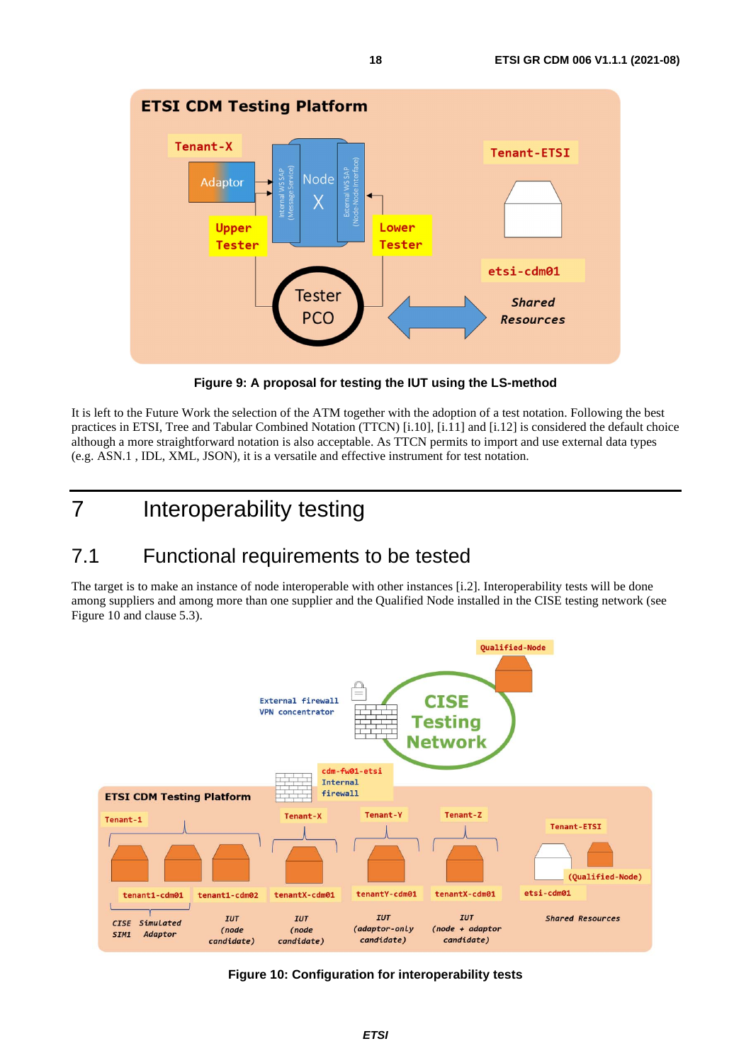Figure 9: A proposal for testing the IUT using the LS-method

It is left to the Future Work the selection of the ATM together with the adoption of a test notation. Following the best practices in ETSI, Tree and Tabular Combined Notation (TTCN) [i.10], [i.11] and [i.12] is considered the default choice although a more straightforward notation is also acceptable. As TTCN permits to import and use external data types (e.g. ASN.1 , IDL, XML, JSON), it is a versatile and effective instrument for test notation.

# 7 Interoperability testing

## 7.1 Functional requirements to be tested

The target is to make an instance of node interoperable with other instances [i.2]. Interoperability tests will be done among suppliers and among more than one supplier and the Qualified Node installed in the CISE testing network (see Figure 10 and clause 5.3).

Figure 10: Configuration for interoperability tests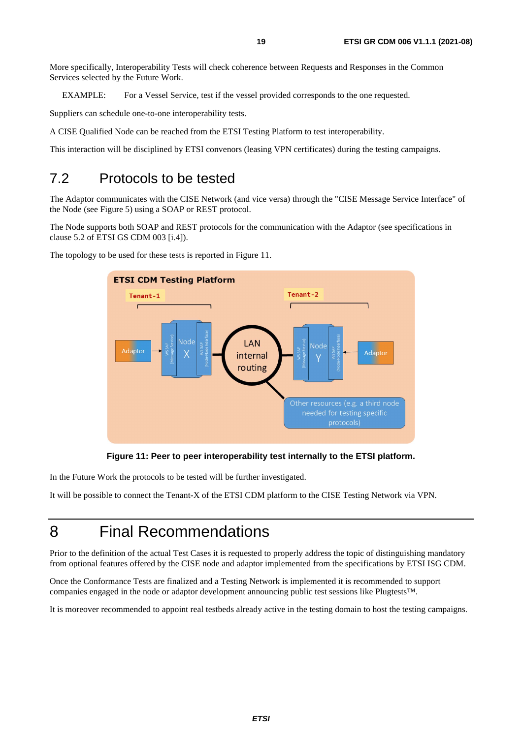More specifically, Interoperability Tests will check coherence between Requests and Responses in the Common Services selected by the Future Work.

EXAMPLE: For a Vessel Service, test if the vessel provided corresponds to the one requested.

Suppliers can schedule one-to-one interoperability tests.

A CISE Qualified Node can be reached from the ETSI Testing Platform to test interoperability.

This interaction will be disciplined by ETSI convenors (leasing VPN certificates) during the testing campaigns.

## 7.2 Protocols to be tested

The Adaptor communicates with the CISE Network (and vice versa) through the "CISE Message Service Interface" of the Node (see Figure 5) using a SOAP or REST protocol.

The Node supports both SOAP and REST protocols for the communication with the Adaptor (see specifications in clause 5.2 of ETSI GS CDM 003 [i.4]).

The topology to be used for these tests is reported in Figure 11.

**Figure 11: Peer to peer interoperability test internally to the ETSI platform.**

In the Future Work the protocols to be tested will be further investigated.

It will be possible to connect the Tenant-X of the ETSI CDM platform to the CISE Testing Network via VPN.

# 8 Final Recommendations

Prior to the definition of the actual Test Cases it is requested to properly address the topic of distinguishing mandatory from optional features offered by the CISE node and adaptor implemented from the specifications by ETSI ISG CDM.

Once the Conformance Tests are finalized and a Testing Network is implemented it is recommended to support companies engaged in the node or adaptor development announcing public test sessions like Plugtests™.

It is moreover recommended to appoint real testbeds already active in the testing domain to host the testing campaigns.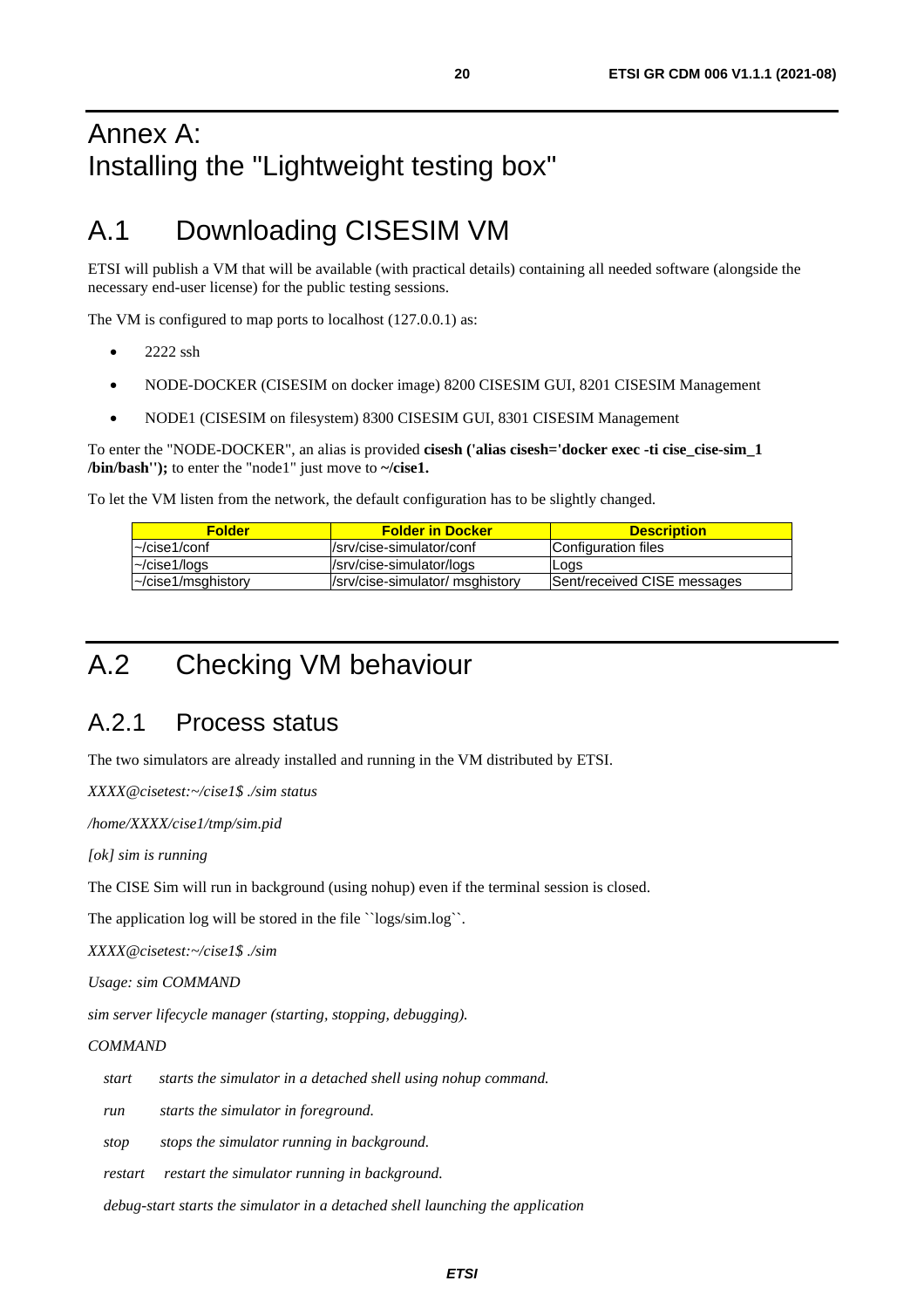# Annex A: Installing the "Lightweight testing box"

# A.1 Downloading CISESIM VM

ETSI will publish a VM that will be available (with practical details) containing all needed software (alongside the necessary end-user license) for the public testing sessions.

The VM is configured to map ports to localhost (127.0.0.1) as:

- 2222 ssh
- NODE-DOCKER (CISESIM on docker image) 8200 CISESIM GUI, 8201 CISESIM Management
- NODE1 (CISESIM on filesystem) 8300 CISESIM GUI, 8301 CISESIM Management

To enter the "NODE-DOCKER", an alias is provided **cisesh ('alias cisesh='docker exec -ti cise_cise-sim_1 /bin/bash'');** to enter the "node1" just move to **~/cise1.**

To let the VM listen from the network, the default configuration has to be slightly changed.

| Folder | Folder in Docker | Description |
|---|---|---|
| ~/cise1/conf | /srv/cise-simulator/conf | Configuration files |
| ~/cise1/logs | /srv/cise-simulator/logs | Logs |
| ~/cise1/msghistory | /srv/cise-simulator/ msghistory | Sent/received CISE messages |

# A.2 Checking VM behaviour

## A.2.1 Process status

The two simulators are already installed and running in the VM distributed by ETSI.

*XXXX@cisetest:~/cise1$ ./sim status*

*/home/XXXX/cise1/tmp/sim.pid*

*[ok] sim is running*

The CISE Sim will run in background (using nohup) even if the terminal session is closed.

The application log will be stored in the file ``logs/sim.log``.

*XXXX@cisetest:~/cise1$ ./sim*

*Usage: sim COMMAND*

*sim server lifecycle manager (starting, stopping, debugging).*

*COMMAND*

*start starts the simulator in a detached shell using nohup command.*

*run starts the simulator in foreground.*

*stop stops the simulator running in background.*

*restart restart the simulator running in background.*

*debug-start starts the simulator in a detached shell launching the application*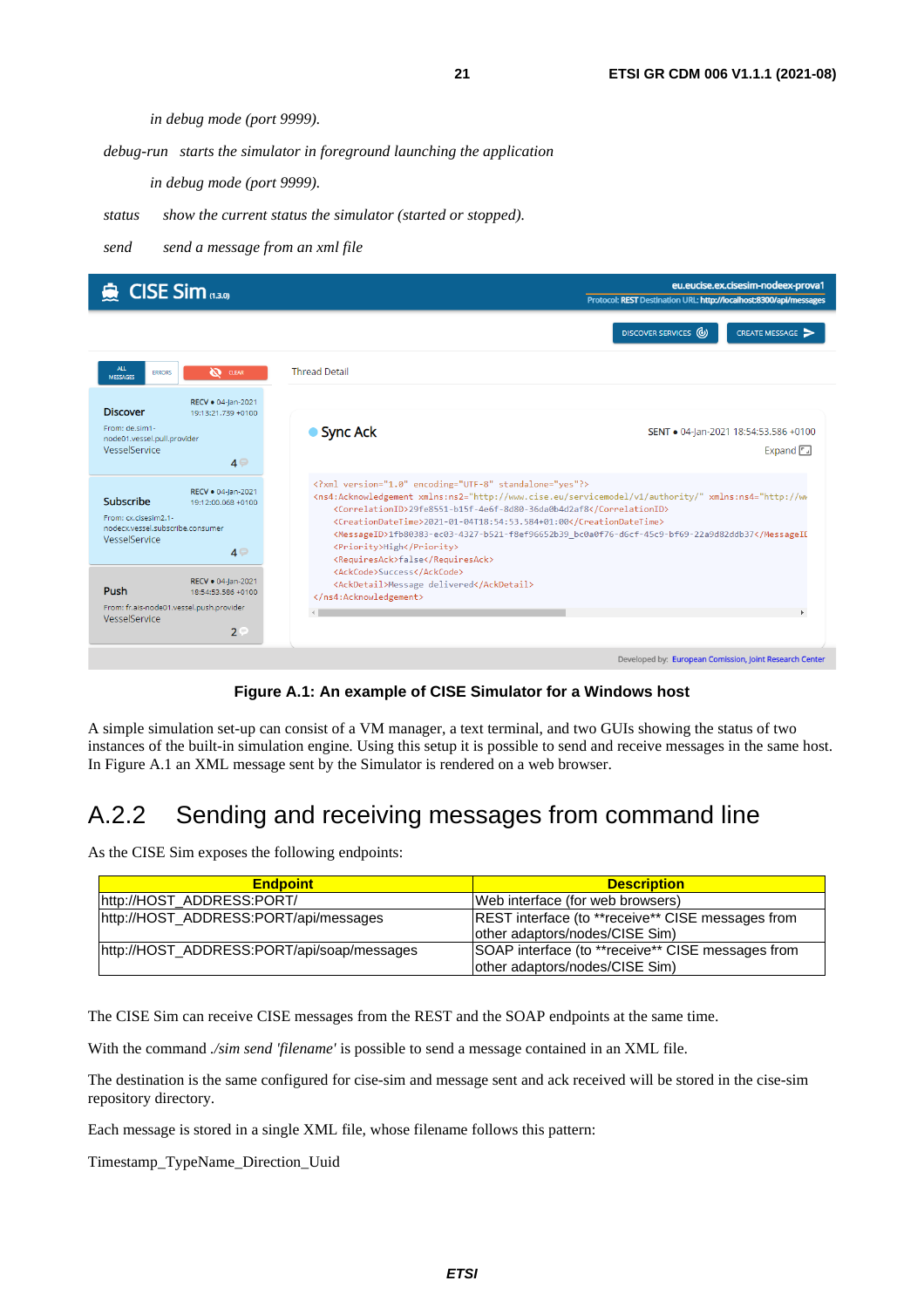*in debug mode (port 9999).*

*debug-run* *starts the simulator in foreground launching the application*

*in debug mode (port 9999).*

*status* *show the current status the simulator (started or stopped).*

*send* *send a message from an xml file*

**Figure A.1: An example of CISE Simulator for a Windows host**

A simple simulation set-up can consist of a VM manager, a text terminal, and two GUIs showing the status of two instances of the built-in simulation engine. Using this setup it is possible to send and receive messages in the same host. In Figure A.1 an XML message sent by the Simulator is rendered on a web browser.

## A.2.2 Sending and receiving messages from command line

As the CISE Sim exposes the following endpoints:

| Endpoint | Description |
|---|---|
| http://HOST_ADDRESS:PORT/ | Web interface (for web browsers) |
| http://HOST_ADDRESS:PORT/api/messages | REST interface (to **receive** CISE messages from other adaptors/nodes/CISE Sim) |
| http://HOST_ADDRESS:PORT/api/soap/messages | SOAP interface (to **receive** CISE messages from other adaptors/nodes/CISE Sim) |

The CISE Sim can receive CISE messages from the REST and the SOAP endpoints at the same time.

With the command *./sim send 'filename'* is possible to send a message contained in an XML file.

The destination is the same configured for cise-sim and message sent and ack received will be stored in the cise-sim repository directory.

Each message is stored in a single XML file, whose filename follows this pattern:

Timestamp_TypeName_Direction_Uuid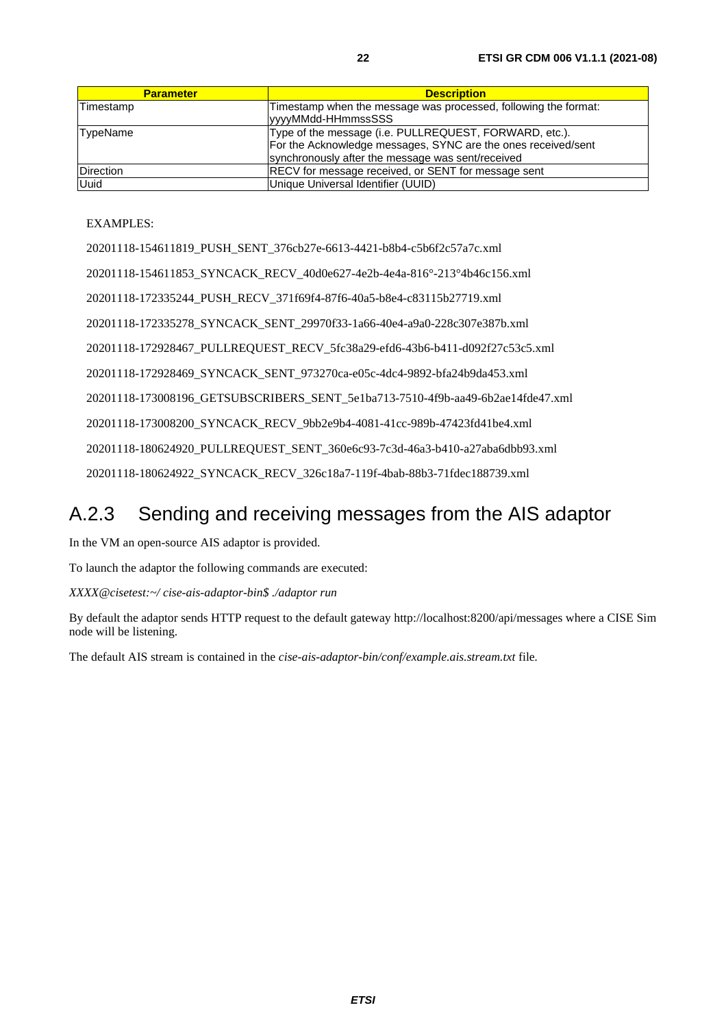| Parameter | Description |
| --- | --- |
| Timestamp | Timestamp when the message was processed, following the format: yyyyMMdd-HHmmssSSS |
| TypeName | Type of the message (i.e. PULLREQUEST, FORWARD, etc.). For the Acknowledge messages, SYNC are the ones received/sent synchronously after the message was sent/received |
| Direction | RECV for message received, or SENT for message sent |
| Uuid | Unique Universal Identifier (UUID) |

EXAMPLES:

20201118-154611819_PUSH_SENT_376cb27e-6613-4421-b8b4-c5b6f2c57a7c.xml

20201118-154611853_SYNCACK_RECV_40d0e627-4e2b-4e4a-816°-213°4b46c156.xml

20201118-172335244_PUSH_RECV_371f69f4-87f6-40a5-b8e4-c83115b27719.xml

20201118-172335278_SYNCACK_SENT_29970f33-1a66-40e4-a9a0-228c307e387b.xml

20201118-172928467_PULLREQUEST_RECV_5fc38a29-efd6-43b6-b411-d092f27c53c5.xml

20201118-172928469_SYNCACK_SENT_973270ca-e05c-4dc4-9892-bfa24b9da453.xml

20201118-173008196_GETSUBSCRIBERS_SENT_5e1ba713-7510-4f9b-aa49-6b2ae14fde47.xml

20201118-173008200_SYNCACK_RECV_9bb2e9b4-4081-41cc-989b-47423fd41be4.xml

20201118-180624920_PULLREQUEST_SENT_360e6c93-7c3d-46a3-b410-a27aba6dbb93.xml

20201118-180624922_SYNCACK_RECV_326c18a7-119f-4bab-88b3-71fdec188739.xml

## A.2.3 Sending and receiving messages from the AIS adaptor

In the VM an open-source AIS adaptor is provided.

To launch the adaptor the following commands are executed:

*XXXX@cisetest:~/ cise-ais-adaptor-bin$ ./adaptor run*

By default the adaptor sends HTTP request to the default gateway http://localhost:8200/api/messages where a CISE Sim node will be listening.

The default AIS stream is contained in the *cise-ais-adaptor-bin/conf/example.ais.stream.txt* file.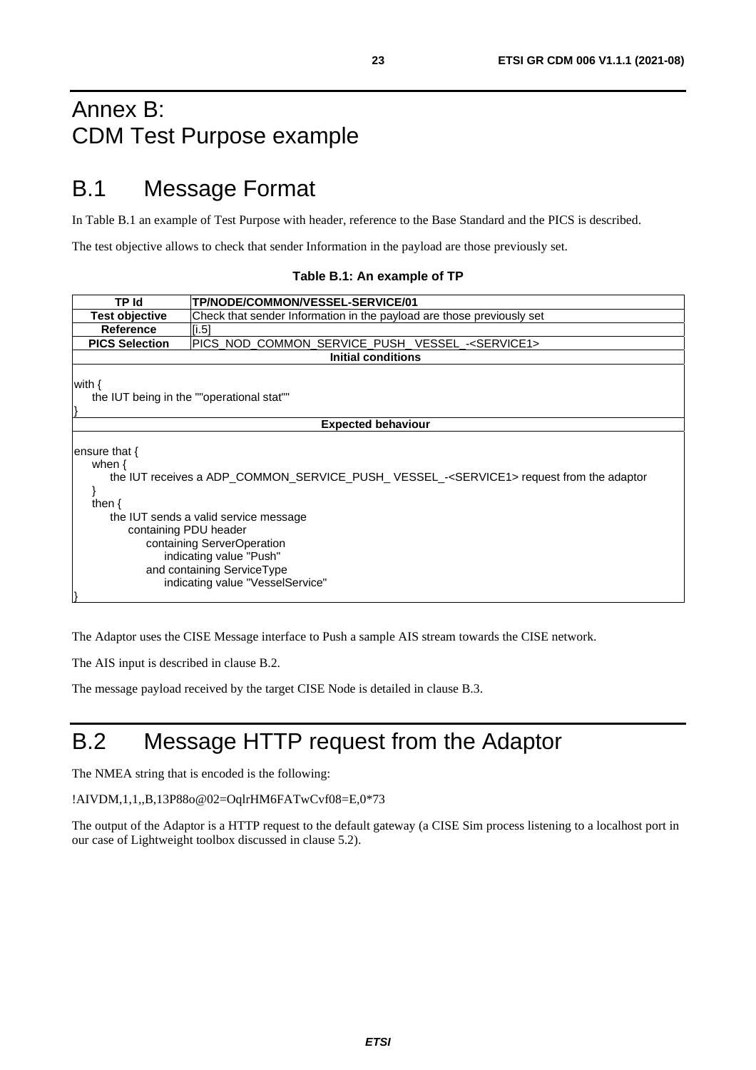# Annex B: CDM Test Purpose example

# B.1 Message Format

In Table B.1 an example of Test Purpose with header, reference to the Base Standard and the PICS is described.

The test objective allows to check that sender Information in the payload are those previously set.

**Table B.1: An example of TP**

| **TP Id** | **TP/NODE/COMMON/VESSEL-SERVICE/01** |
|---|---|
| **Test objective** | Check that sender Information in the payload are those previously set |
| **Reference** | [i.5] |
| **PICS Selection** | PICS_NOD_COMMON_SERVICE_PUSH_ VESSEL_-<SERVICE1> |
| **Initial conditions** | |
| with { <br> the IUT being in the ""operational stat"" <br> } | |
| **Expected behaviour** | |
| ensure that { <br> when { <br> the IUT receives a ADP_COMMON_SERVICE_PUSH_ VESSEL_-<SERVICE1> request from the adaptor <br> } <br> then { <br> the IUT sends a valid service message <br> containing PDU header <br> containing ServerOperation <br> indicating value "Push" <br> and containing ServiceType <br> indicating value "VesselService" <br> } | |

The Adaptor uses the CISE Message interface to Push a sample AIS stream towards the CISE network.

The AIS input is described in clause B.2.

The message payload received by the target CISE Node is detailed in clause B.3.

# B.2 Message HTTP request from the Adaptor

The NMEA string that is encoded is the following:

!AIVDM,1,1,,B,13P88o@02=OqlrHM6FATwCvf08=E,0*73

The output of the Adaptor is a HTTP request to the default gateway (a CISE Sim process listening to a localhost port in our case of Lightweight toolbox discussed in clause 5.2).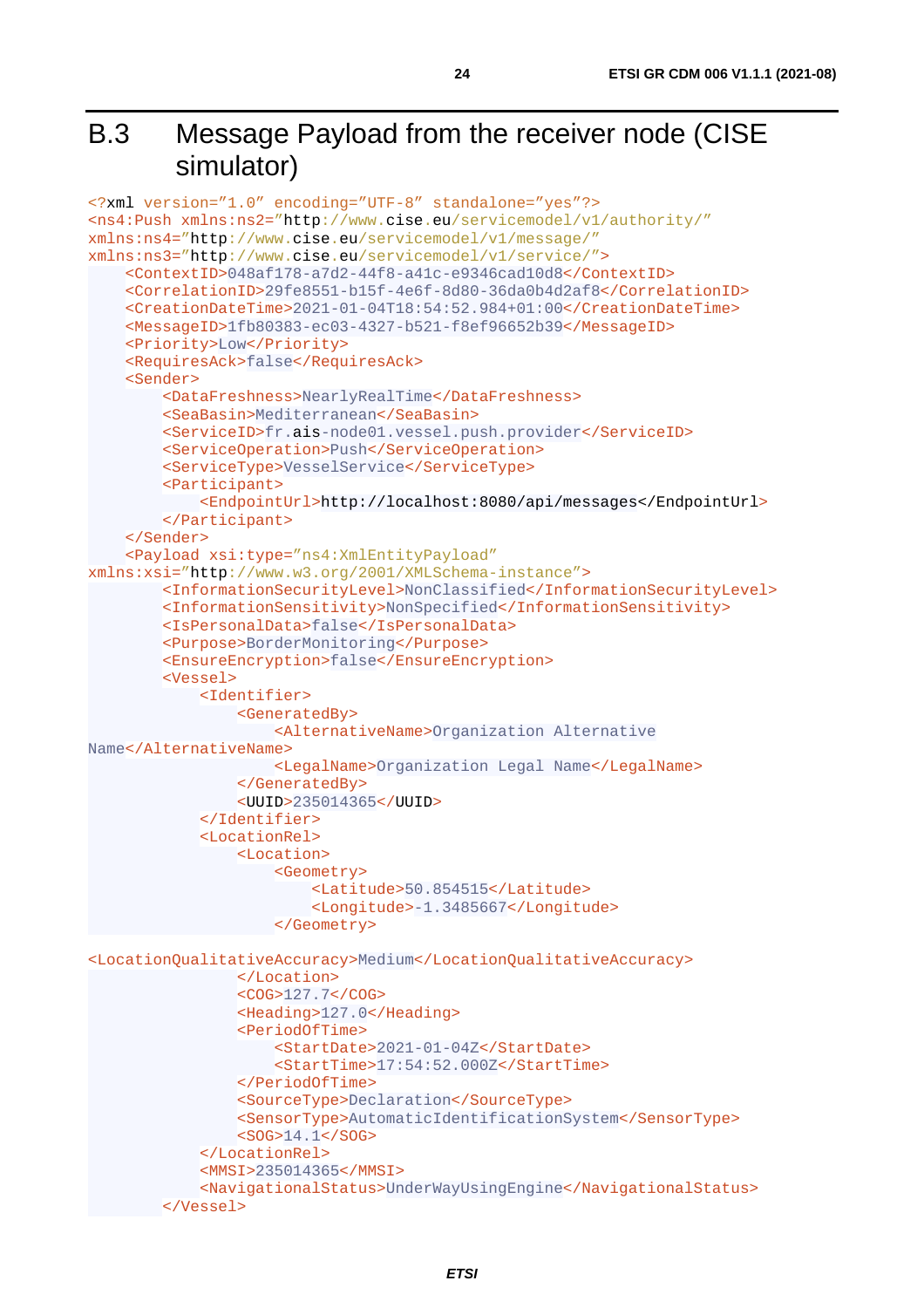# B.3 Message Payload from the receiver node (CISE simulator)

```xml
<?xml version="1.0" encoding="UTF-8" standalone="yes"?>
<ns4:Push xmlns:ns2="http://www.cise.eu/servicemodel/v1/authority/"
xmlns:ns4="http://www.cise.eu/servicemodel/v1/message/"
xmlns:ns3="http://www.cise.eu/servicemodel/v1/service/">
    <ContextID>048af178-a7d2-44f8-a41c-e9346cad10d8</ContextID>
    <CorrelationID>29fe8551-b15f-4e6f-8d80-36da0b4d2af8</CorrelationID>
    <CreationDateTime>2021-01-04T18:54:52.984+01:00</CreationDateTime>
    <MessageID>1fb80383-ec03-4327-b521-f8ef96652b39</MessageID>
    <Priority>Low</Priority>
    <RequiresAck>false</RequiresAck>
    <Sender>
        <DataFreshness>NearlyRealTime</DataFreshness>
        <SeaBasin>Mediterranean</SeaBasin>
        <ServiceID>fr.ais-node01.vessel.push.provider</ServiceID>
        <ServiceOperation>Push</ServiceOperation>
        <ServiceType>VesselService</ServiceType>
        <Participant>
            <EndpointUrl>http://localhost:8080/api/messages</EndpointUrl>
        </Participant>
    </Sender>
    <Payload xsi:type="ns4:XmlEntityPayload"
xmlns:xsi="http://www.w3.org/2001/XMLSchema-instance">
        <InformationSecurityLevel>NonClassified</InformationSecurityLevel>
        <InformationSensitivity>NonSpecified</InformationSensitivity>
        <IsPersonalData>false</IsPersonalData>
        <Purpose>BorderMonitoring</Purpose>
        <EnsureEncryption>false</EnsureEncryption>
        <Vessel>
            <Identifier>
                <GeneratedBy>
                    <AlternativeName>Organization Alternative
Name</AlternativeName>
                    <LegalName>Organization Legal Name</LegalName>
                </GeneratedBy>
                <UUID>235014365</UUID>
            </Identifier>
            <LocationRel>
                <Location>
                    <Geometry>
                        <Latitude>50.854515</Latitude>
                        <Longitude>-1.3485667</Longitude>
                    </Geometry>

<LocationQualitativeAccuracy>Medium</LocationQualitativeAccuracy>
                </Location>
                <COG>127.7</COG>
                <Heading>127.0</Heading>
                <PeriodOfTime>
                    <StartDate>2021-01-04Z</StartDate>
                    <StartTime>17:54:52.000Z</StartTime>
                </PeriodOfTime>
                <SourceType>Declaration</SourceType>
                <SensorType>AutomaticIdentificationSystem</SensorType>
                <SOG>14.1</SOG>
            </LocationRel>
            <MMSI>235014365</MMSI>
            <NavigationalStatus>UnderWayUsingEngine</NavigationalStatus>
        </Vessel>
```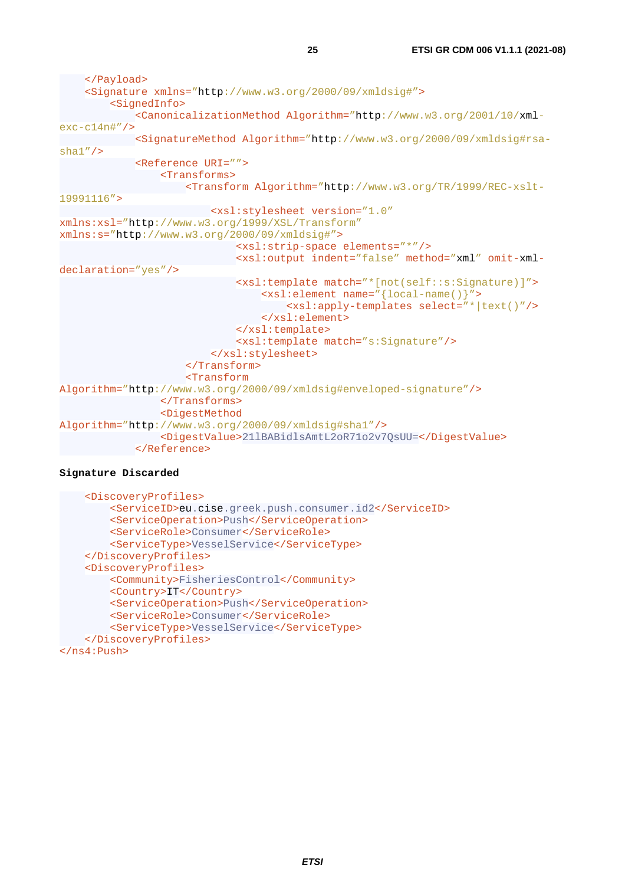```
    </Payload>
    <Signature xmlns="http://www.w3.org/2000/09/xmldsig#">
        <SignedInfo>
            <CanonicalizationMethod Algorithm="http://www.w3.org/2001/10/xml-exc-c14n#"/>
            <SignatureMethod Algorithm="http://www.w3.org/2000/09/xmldsig#rsa-sha1"/>
            <Reference URI="">
                <Transforms>
                    <Transform Algorithm="http://www.w3.org/TR/1999/REC-xslt-19991116">
                        <xsl:stylesheet version="1.0"
xmlns:xsl="http://www.w3.org/1999/XSL/Transform"
xmlns:s="http://www.w3.org/2000/09/xmldsig#">
                            <xsl:strip-space elements="*"/>
                            <xsl:output indent="false" method="xml" omit-xml-declaration="yes"/>
                            <xsl:template match="*[not(self::s:Signature)]">
                                <xsl:element name="{local-name()}">
                                    <xsl:apply-templates select="*|text()"/>
                                </xsl:element>
                            </xsl:template>
                            <xsl:template match="s:Signature"/>
                        </xsl:stylesheet>
                    </Transform>
                    <Transform
Algorithm="http://www.w3.org/2000/09/xmldsig#enveloped-signature"/>
                </Transforms>
                <DigestMethod
Algorithm="http://www.w3.org/2000/09/xmldsig#sha1"/>
                <DigestValue>21lBABidlsAmtL2oR71o2v7QsUU=</DigestValue>
            </Reference>
```

**Signature Discarded**

```
    <DiscoveryProfiles>
        <ServiceID>eu.cise.greek.push.consumer.id2</ServiceID>
        <ServiceOperation>Push</ServiceOperation>
        <ServiceRole>Consumer</ServiceRole>
        <ServiceType>VesselService</ServiceType>
    </DiscoveryProfiles>
    <DiscoveryProfiles>
        <Community>FisheriesControl</Community>
        <Country>IT</Country>
        <ServiceOperation>Push</ServiceOperation>
        <ServiceRole>Consumer</ServiceRole>
        <ServiceType>VesselService</ServiceType>
    </DiscoveryProfiles>
</ns4:Push>
```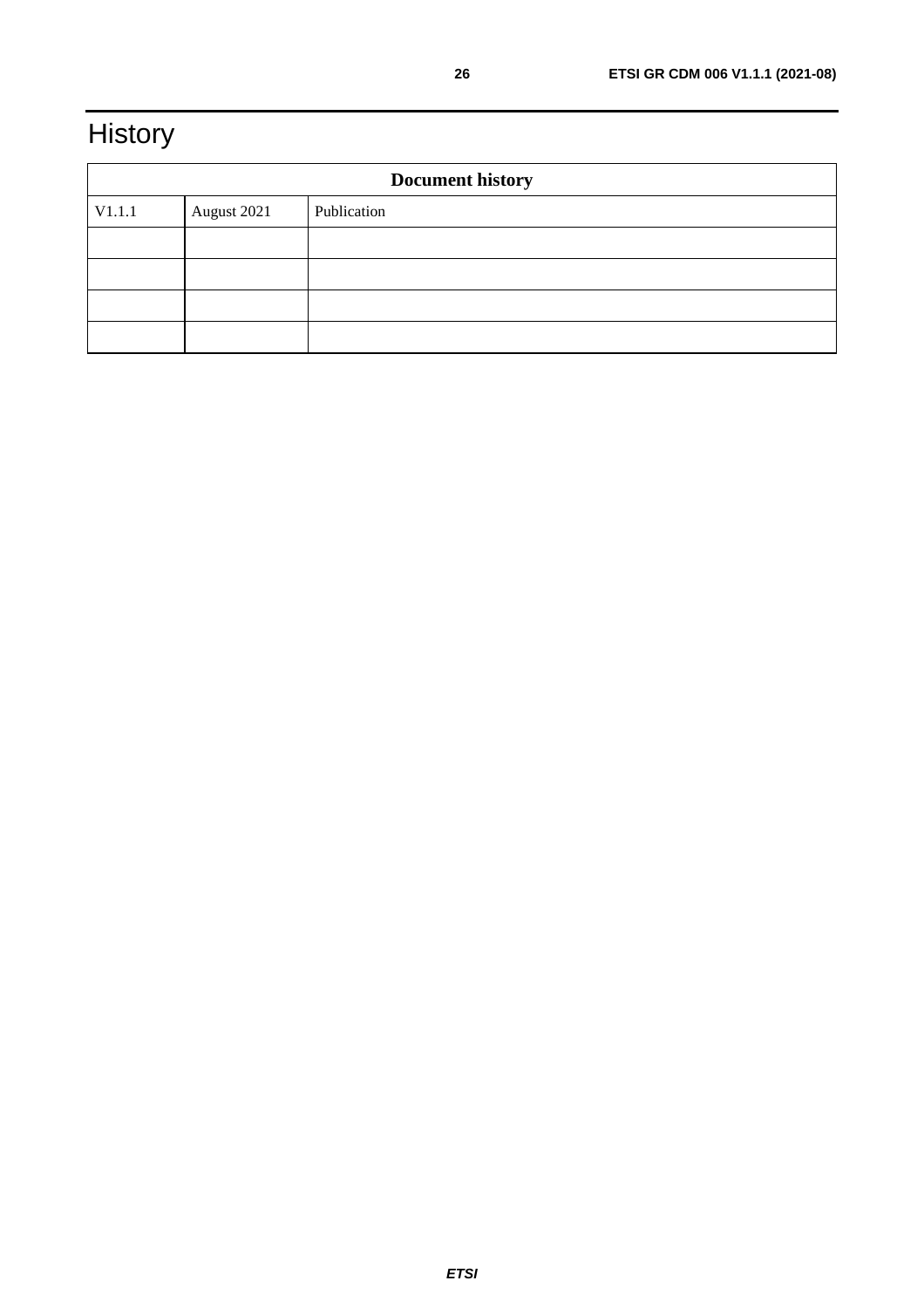# History

| Document history | | |
|---|---|---|
| V1.1.1 | August 2021 | Publication |
| | | |
| | | |
| | | |
| | | |